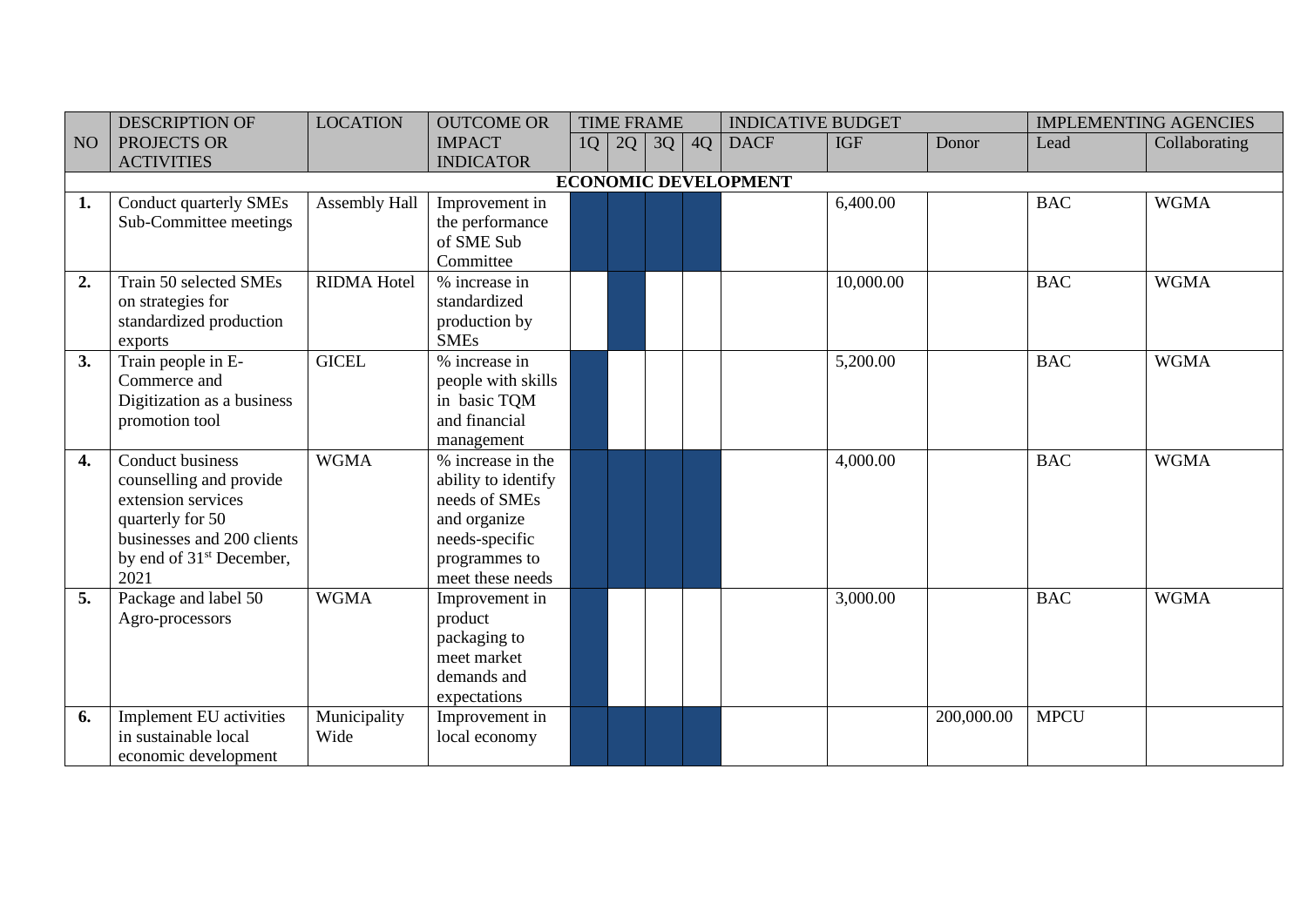| NO | DESCRIPTION OF PROJECTS OR ACTIVITIES | LOCATION | OUTCOME OR IMPACT INDICATOR | TIME FRAME | | | | INDICATIVE BUDGET | | | IMPLEMENTING AGENCIES | |
|---|---|---|---|---|---|---|---|---|---|---|---|---|
| | | | | 1Q | 2Q | 3Q | 4Q | DACF | IGF | Donor | Lead | Collaborating |
| **ECONOMIC DEVELOPMENT** | | | | | | | | | | | | |
| **1.** | Conduct quarterly SMEs Sub-Committee meetings | Assembly Hall | Improvement in the performance of SME Sub Committee | ■ | ■ | ■ | ■ | | 6,400.00 | | BAC | WGMA |
| **2.** | Train 50 selected SMEs on strategies for standardized production exports | RIDMA Hotel | % increase in standardized production by SMEs | | ■ | | | | 10,000.00 | | BAC | WGMA |
| **3.** | Train people in E-Commerce and Digitization as a business promotion tool | GICEL | % increase in people with skills in basic TQM and financial management | ■ | | | | | 5,200.00 | | BAC | WGMA |
| **4.** | Conduct business counselling and provide extension services quarterly for 50 businesses and 200 clients by end of 31st December, 2021 | WGMA | % increase in the ability to identify needs of SMEs and organize needs-specific programmes to meet these needs | ■ | ■ | ■ | ■ | | 4,000.00 | | BAC | WGMA |
| **5.** | Package and label 50 Agro-processors | WGMA | Improvement in product packaging to meet market demands and expectations | ■ | | | | | 3,000.00 | | BAC | WGMA |
| **6.** | Implement EU activities in sustainable local economic development | Municipality Wide | Improvement in local economy | ■ | ■ | ■ | ■ | | | 200,000.00 | MPCU | |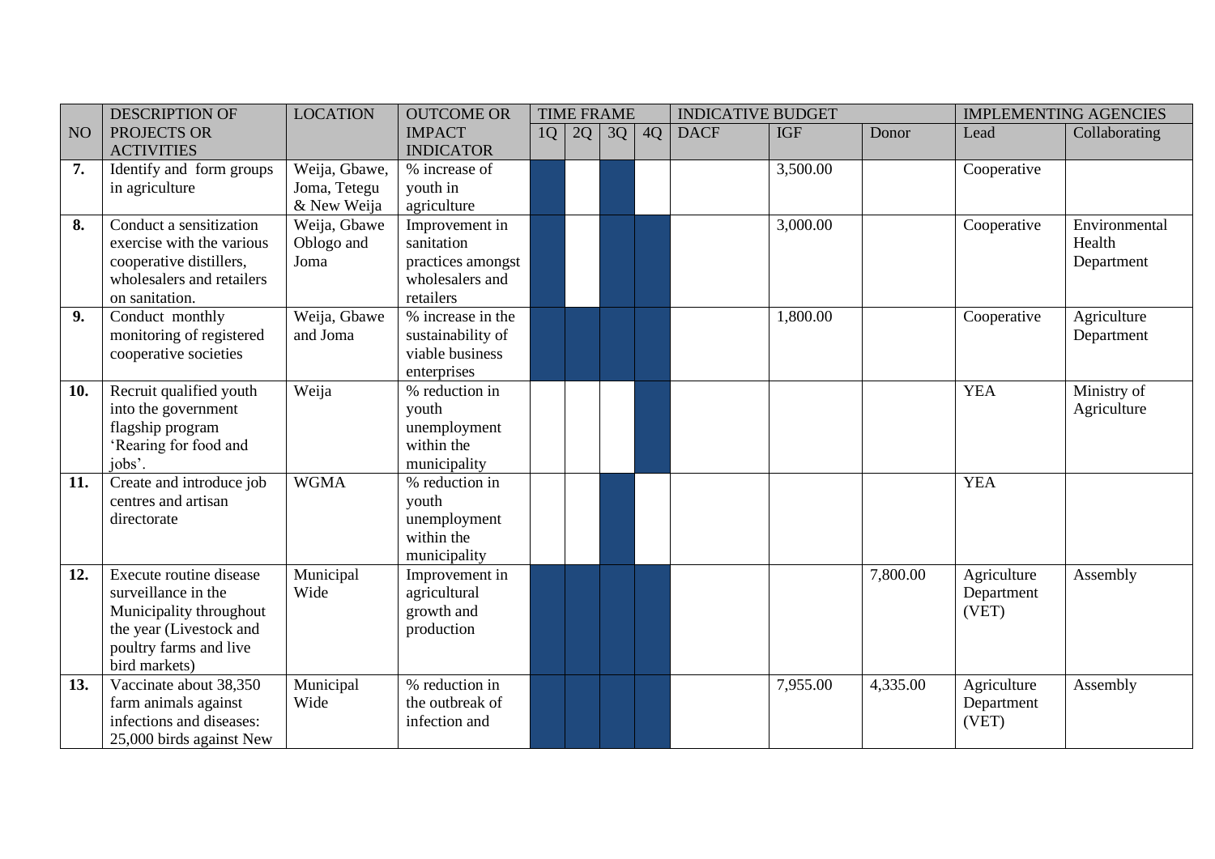| NO | DESCRIPTION OF PROJECTS OR ACTIVITIES | LOCATION | OUTCOME OR IMPACT INDICATOR | TIME FRAME | | | | INDICATIVE BUDGET | | | IMPLEMENTING AGENCIES | |
|---|---|---|---|---|---|---|---|---|---|---|---|---|
| | | | | 1Q | 2Q | 3Q | 4Q | DACF | IGF | Donor | Lead | Collaborating |
| **7.** | Identify and form groups in agriculture | Weija, Gbawe, Joma, Tetegu & New Weija | % increase of youth in agriculture | X | | X | | | 3,500.00 | | Cooperative | |
| **8.** | Conduct a sensitization exercise with the various cooperative distillers, wholesalers and retailers on sanitation. | Weija, Gbawe Oblogo and Joma | Improvement in sanitation practices amongst wholesalers and retailers | X | | X | X | | 3,000.00 | | Cooperative | Environmental Health Department |
| **9.** | Conduct monthly monitoring of registered cooperative societies | Weija, Gbawe and Joma | % increase in the sustainability of viable business enterprises | X | X | X | X | | 1,800.00 | | Cooperative | Agriculture Department |
| **10.** | Recruit qualified youth into the government flagship program 'Rearing for food and jobs'. | Weija | % reduction in youth unemployment within the municipality | | | | X | | | | YEA | Ministry of Agriculture |
| **11.** | Create and introduce job centres and artisan directorate | WGMA | % reduction in youth unemployment within the municipality | | | X | | | | | YEA | |
| **12.** | Execute routine disease surveillance in the Municipality throughout the year (Livestock and poultry farms and live bird markets) | Municipal Wide | Improvement in agricultural growth and production | X | X | X | X | | | 7,800.00 | Agriculture Department (VET) | Assembly |
| **13.** | Vaccinate about 38,350 farm animals against infections and diseases: 25,000 birds against New | Municipal Wide | % reduction in the outbreak of infection and | X | X | X | X | | 7,955.00 | 4,335.00 | Agriculture Department (VET) | Assembly |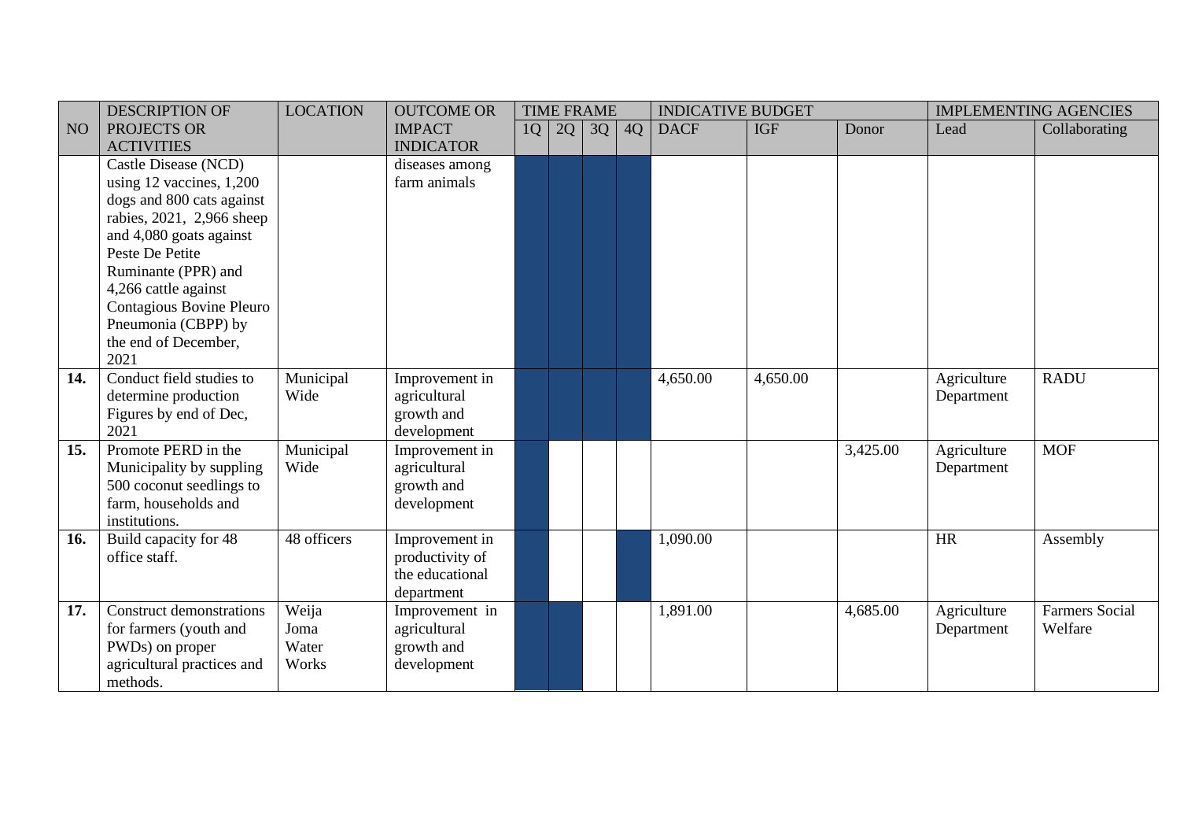| NO | DESCRIPTION OF PROJECTS OR ACTIVITIES | LOCATION | OUTCOME OR IMPACT INDICATOR | TIME FRAME | | | | INDICATIVE BUDGET | | | IMPLEMENTING AGENCIES | |
|---|---|---|---|---|---|---|---|---|---|---|---|---|
| | | | | 1Q | 2Q | 3Q | 4Q | DACF | IGF | Donor | Lead | Collaborating |
| | Castle Disease (NCD) using 12 vaccines, 1,200 dogs and 800 cats against rabies, 2021, 2,966 sheep and 4,080 goats against Peste De Petite Ruminante (PPR) and 4,266 cattle against Contagious Bovine Pleuro Pneumonia (CBPP) by the end of December, 2021 | | diseases among farm animals | ■ | ■ | ■ | ■ | | | | | |
| **14.** | Conduct field studies to determine production Figures by end of Dec, 2021 | Municipal Wide | Improvement in agricultural growth and development | ■ | ■ | ■ | ■ | 4,650.00 | 4,650.00 | | Agriculture Department | RADU |
| **15.** | Promote PERD in the Municipality by suppling 500 coconut seedlings to farm, households and institutions. | Municipal Wide | Improvement in agricultural growth and development | ■ | | | | | | 3,425.00 | Agriculture Department | MOF |
| **16.** | Build capacity for 48 office staff. | 48 officers | Improvement in productivity of the educational department | ■ | | | ■ | 1,090.00 | | | HR | Assembly |
| **17.** | Construct demonstrations for farmers (youth and PWDs) on proper agricultural practices and methods. | Weija Joma Water Works | Improvement in agricultural growth and development | ■ | ■ | | | 1,891.00 | | 4,685.00 | Agriculture Department | Farmers Social Welfare |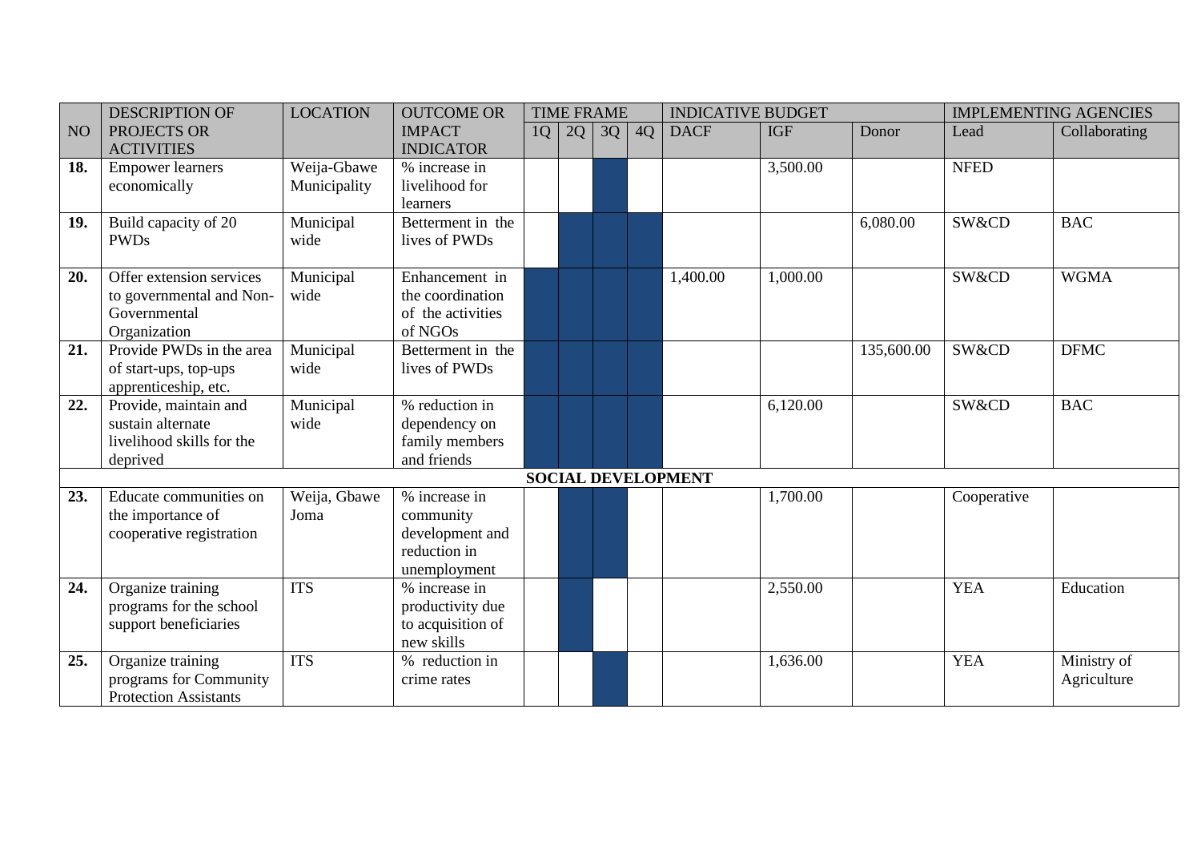| NO | DESCRIPTION OF PROJECTS OR ACTIVITIES | LOCATION | OUTCOME OR IMPACT INDICATOR | TIME FRAME | | | | INDICATIVE BUDGET | | | IMPLEMENTING AGENCIES | |
|---|---|---|---|---|---|---|---|---|---|---|---|---|
| | | | | 1Q | 2Q | 3Q | 4Q | DACF | IGF | Donor | Lead | Collaborating |
| **18.** | Empower learners economically | Weija-Gbawe Municipality | % increase in livelihood for learners | | | ■ | | | 3,500.00 | | NFED | |
| **19.** | Build capacity of 20 PWDs | Municipal wide | Betterment in the lives of PWDs | | ■ | ■ | ■ | | | 6,080.00 | SW&CD | BAC |
| **20.** | Offer extension services to governmental and Non-Governmental Organization | Municipal wide | Enhancement in the coordination of the activities of NGOs | ■ | ■ | ■ | | 1,400.00 | 1,000.00 | | SW&CD | WGMA |
| **21.** | Provide PWDs in the area of start-ups, top-ups apprenticeship, etc. | Municipal wide | Betterment in the lives of PWDs | ■ | ■ | ■ | ■ | | | 135,600.00 | SW&CD | DFMC |
| **22.** | Provide, maintain and sustain alternate livelihood skills for the deprived | Municipal wide | % reduction in dependency on family members and friends | ■ | ■ | ■ | ■ | | 6,120.00 | | SW&CD | BAC |
| | **SOCIAL DEVELOPMENT** | | | | | | | | | | | |
| **23.** | Educate communities on the importance of cooperative registration | Weija, Gbawe Joma | % increase in community development and reduction in unemployment | | ■ | ■ | | | 1,700.00 | | Cooperative | |
| **24.** | Organize training programs for the school support beneficiaries | ITS | % increase in productivity due to acquisition of new skills | | ■ | | | | 2,550.00 | | YEA | Education |
| **25.** | Organize training programs for Community Protection Assistants | ITS | % reduction in crime rates | | | ■ | | | 1,636.00 | | YEA | Ministry of Agriculture |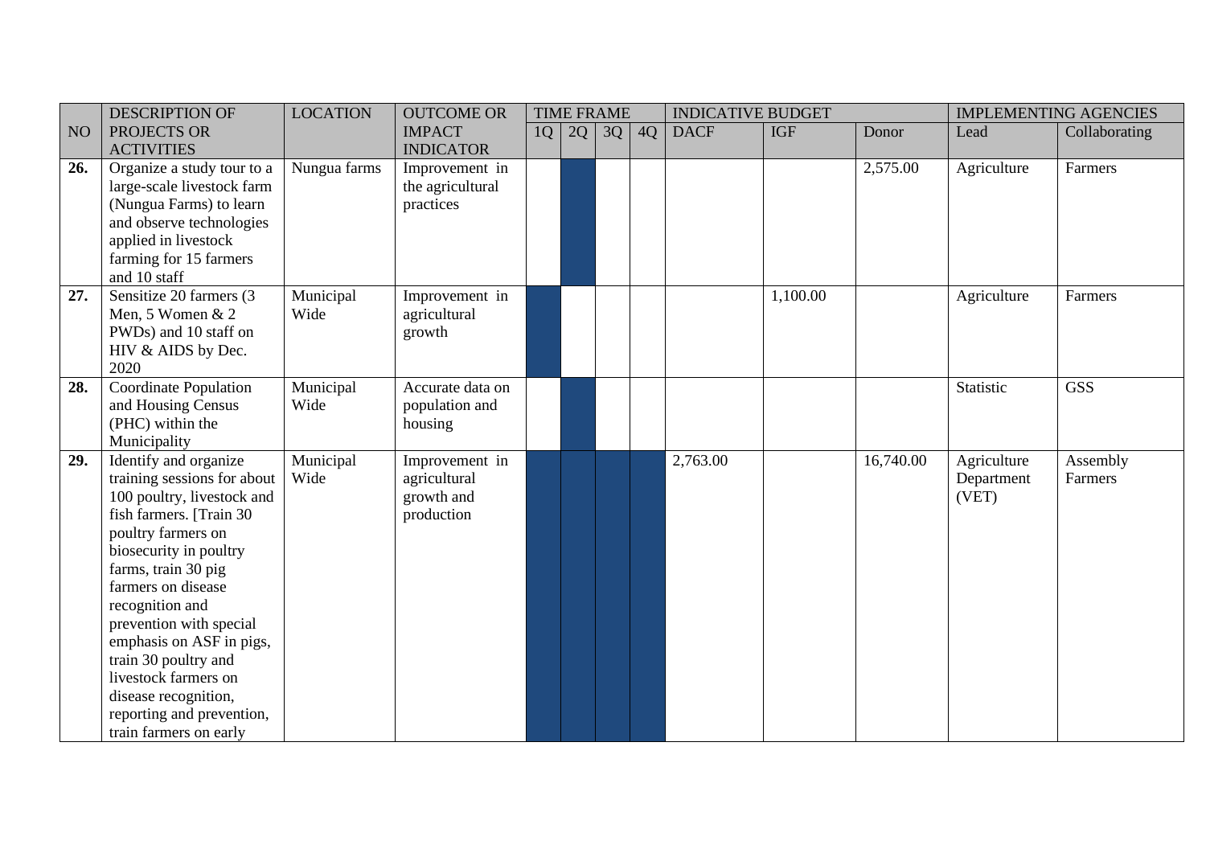| NO | DESCRIPTION OF PROJECTS OR ACTIVITIES | LOCATION | OUTCOME OR IMPACT INDICATOR | TIME FRAME | | | | INDICATIVE BUDGET | | | IMPLEMENTING AGENCIES | |
|---|---|---|---|---|---|---|---|---|---|---|---|---|
| | | | | 1Q | 2Q | 3Q | 4Q | DACF | IGF | Donor | Lead | Collaborating |
| **26.** | Organize a study tour to a large-scale livestock farm (Nungua Farms) to learn and observe technologies applied in livestock farming for 15 farmers and 10 staff | Nungua farms | Improvement in the agricultural practices | | ■ | | | | | 2,575.00 | Agriculture | Farmers |
| **27.** | Sensitize 20 farmers (3 Men, 5 Women & 2 PWDs) and 10 staff on HIV & AIDS by Dec. 2020 | Municipal Wide | Improvement in agricultural growth | ■ | | | | | 1,100.00 | | Agriculture | Farmers |
| **28.** | Coordinate Population and Housing Census (PHC) within the Municipality | Municipal Wide | Accurate data on population and housing | | ■ | | | | | | Statistic | GSS |
| **29.** | Identify and organize training sessions for about 100 poultry, livestock and fish farmers. [Train 30 poultry farmers on biosecurity in poultry farms, train 30 pig farmers on disease recognition and prevention with special emphasis on ASF in pigs, train 30 poultry and livestock farmers on disease recognition, reporting and prevention, train farmers on early | Municipal Wide | Improvement in agricultural growth and production | ■ | ■ | ■ | ■ | 2,763.00 | | 16,740.00 | Agriculture Department (VET) | Assembly Farmers |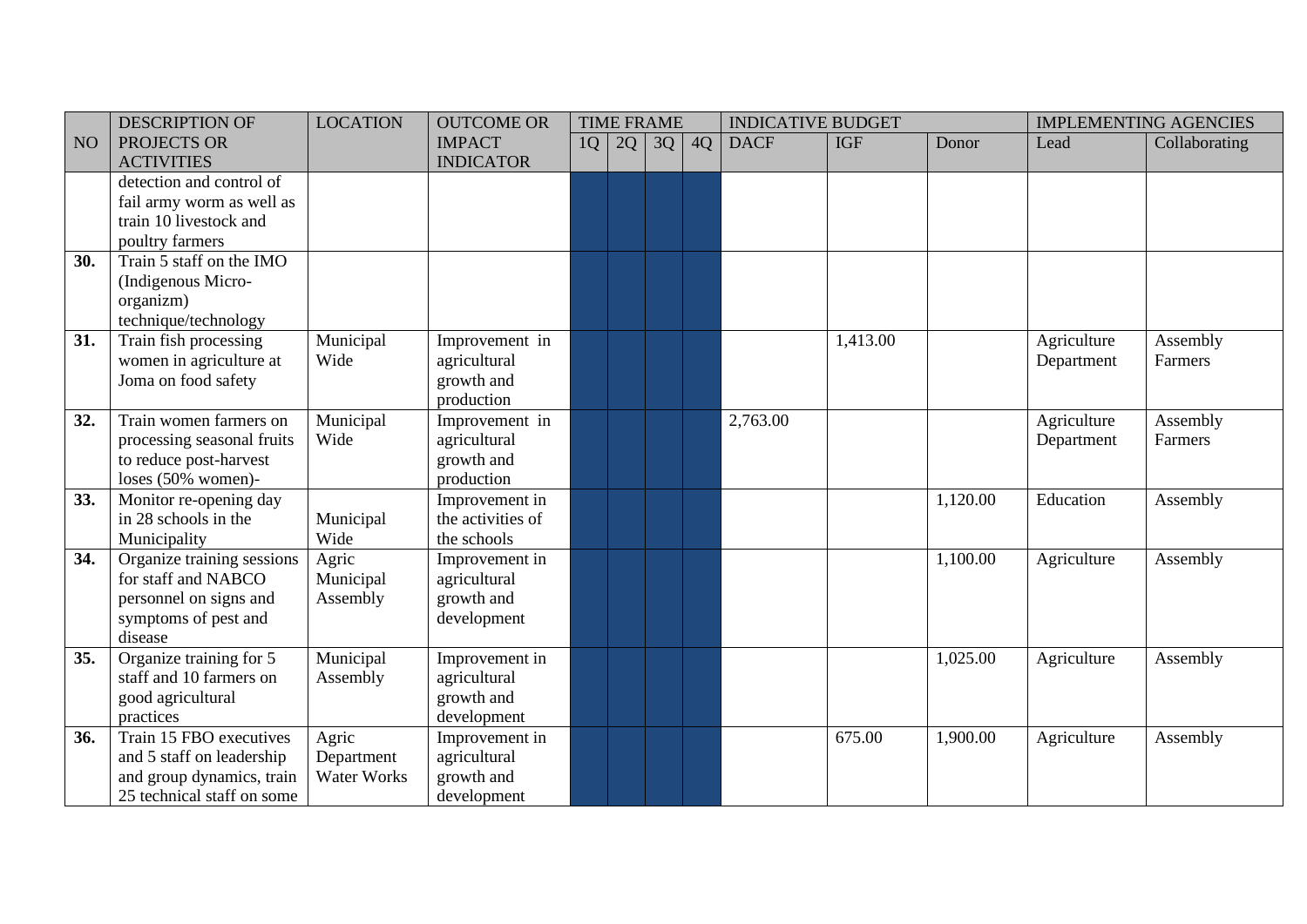| NO | DESCRIPTION OF PROJECTS OR ACTIVITIES | LOCATION | OUTCOME OR IMPACT INDICATOR | TIME FRAME | | | | INDICATIVE BUDGET | | | IMPLEMENTING AGENCIES | |
|---|---|---|---|---|---|---|---|---|---|---|---|---|
| | | | | 1Q | 2Q | 3Q | 4Q | DACF | IGF | Donor | Lead | Collaborating |
| | detection and control of fail army worm as well as train 10 livestock and poultry farmers | | | | | | | | | | | |
| **30.** | Train 5 staff on the IMO (Indigenous Micro-organizm) technique/technology | | | | | | | | | | | |
| **31.** | Train fish processing women in agriculture at Joma on food safety | Municipal Wide | Improvement in agricultural growth and production | | | | | | 1,413.00 | | Agriculture Department | Assembly Farmers |
| **32.** | Train women farmers on processing seasonal fruits to reduce post-harvest loses (50% women)- | Municipal Wide | Improvement in agricultural growth and production | | | | | 2,763.00 | | | Agriculture Department | Assembly Farmers |
| **33.** | Monitor re-opening day in 28 schools in the Municipality | Municipal Wide | Improvement in the activities of the schools | | | | | | | 1,120.00 | Education | Assembly |
| **34.** | Organize training sessions for staff and NABCO personnel on signs and symptoms of pest and disease | Agric Municipal Assembly | Improvement in agricultural growth and development | | | | | | | 1,100.00 | Agriculture | Assembly |
| **35.** | Organize training for 5 staff and 10 farmers on good agricultural practices | Municipal Assembly | Improvement in agricultural growth and development | | | | | | | 1,025.00 | Agriculture | Assembly |
| **36.** | Train 15 FBO executives and 5 staff on leadership and group dynamics, train 25 technical staff on some | Agric Department Water Works | Improvement in agricultural growth and development | | | | | | 675.00 | 1,900.00 | Agriculture | Assembly |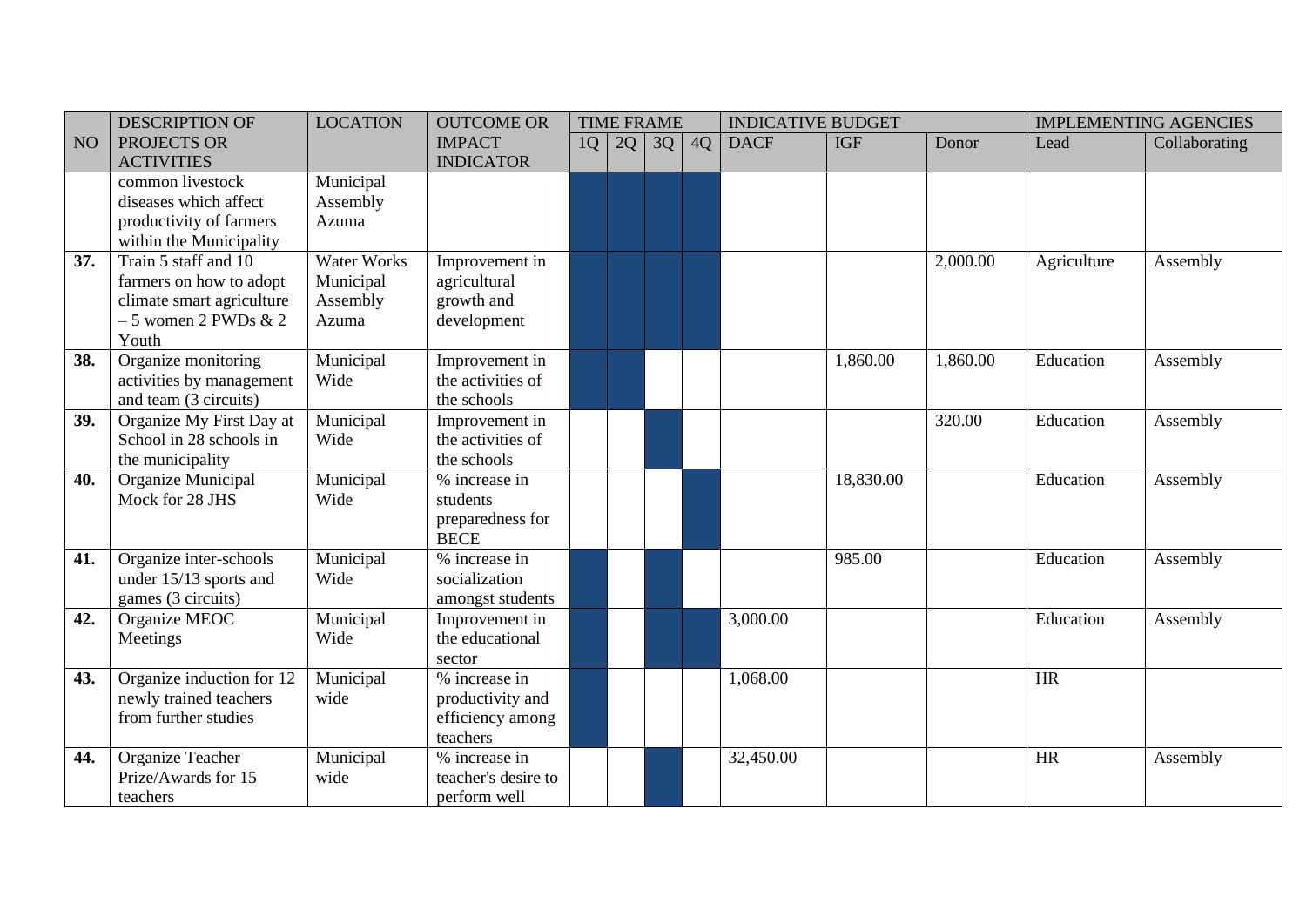| NO | DESCRIPTION OF PROJECTS OR ACTIVITIES | LOCATION | OUTCOME OR IMPACT INDICATOR | TIME FRAME | | | | INDICATIVE BUDGET | | | IMPLEMENTING AGENCIES | |
|---|---|---|---|---|---|---|---|---|---|---|---|---|
| | | | | 1Q | 2Q | 3Q | 4Q | DACF | IGF | Donor | Lead | Collaborating |
| | common livestock diseases which affect productivity of farmers within the Municipality | Municipal Assembly Azuma | | | | | | | | | | |
| **37.** | Train 5 staff and 10 farmers on how to adopt climate smart agriculture – 5 women 2 PWDs & 2 Youth | Water Works Municipal Assembly Azuma | Improvement in agricultural growth and development | | | | | | | 2,000.00 | Agriculture | Assembly |
| **38.** | Organize monitoring activities by management and team (3 circuits) | Municipal Wide | Improvement in the activities of the schools | | | | | | 1,860.00 | 1,860.00 | Education | Assembly |
| **39.** | Organize My First Day at School in 28 schools in the municipality | Municipal Wide | Improvement in the activities of the schools | | | | | | | 320.00 | Education | Assembly |
| **40.** | Organize Municipal Mock for 28 JHS | Municipal Wide | % increase in students preparedness for BECE | | | | | | 18,830.00 | | Education | Assembly |
| **41.** | Organize inter-schools under 15/13 sports and games (3 circuits) | Municipal Wide | % increase in socialization amongst students | | | | | | 985.00 | | Education | Assembly |
| **42.** | Organize MEOC Meetings | Municipal Wide | Improvement in the educational sector | | | | | 3,000.00 | | | Education | Assembly |
| **43.** | Organize induction for 12 newly trained teachers from further studies | Municipal wide | % increase in productivity and efficiency among teachers | | | | | 1,068.00 | | | HR | |
| **44.** | Organize Teacher Prize/Awards for 15 teachers | Municipal wide | % increase in teacher's desire to perform well | | | | | 32,450.00 | | | HR | Assembly |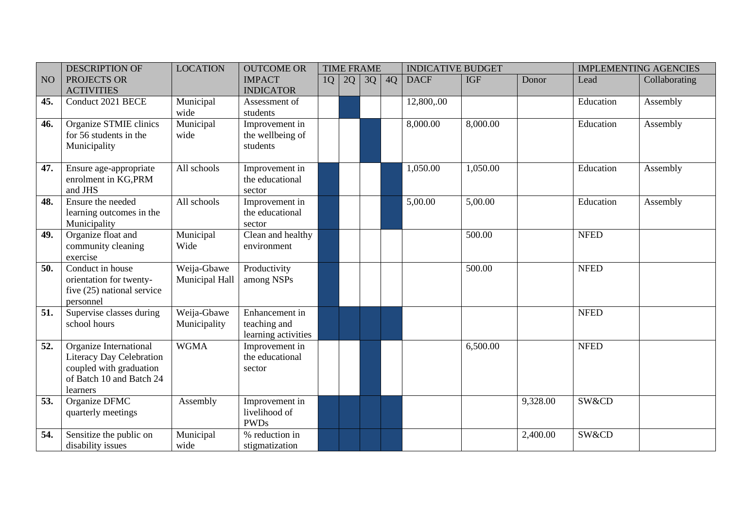| NO | DESCRIPTION OF PROJECTS OR ACTIVITIES | LOCATION | OUTCOME OR IMPACT INDICATOR | TIME FRAME | | | | INDICATIVE BUDGET | | | IMPLEMENTING AGENCIES | |
|---|---|---|---|---|---|---|---|---|---|---|---|---|
| | | | | 1Q | 2Q | 3Q | 4Q | DACF | IGF | Donor | Lead | Collaborating |
| **45.** | Conduct 2021 BECE | Municipal wide | Assessment of students | | ■ | | | 12,800,.00 | | | Education | Assembly |
| **46.** | Organize STMIE clinics for 56 students in the Municipality | Municipal wide | Improvement in the wellbeing of students | | | ■ | | 8,000.00 | 8,000.00 | | Education | Assembly |
| **47.** | Ensure age-appropriate enrolment in KG,PRM and JHS | All schools | Improvement in the educational sector | ■ | | | ■ | 1,050.00 | 1,050.00 | | Education | Assembly |
| **48.** | Ensure the needed learning outcomes in the Municipality | All schools | Improvement in the educational sector | ■ | | | ■ | 5,00.00 | 5,00.00 | | Education | Assembly |
| **49.** | Organize float and community cleaning exercise | Municipal Wide | Clean and healthy environment | ■ | | | | | 500.00 | | NFED | |
| **50.** | Conduct in house orientation for twenty-five (25) national service personnel | Weija-Gbawe Municipal Hall | Productivity among NSPs | ■ | | | | | 500.00 | | NFED | |
| **51.** | Supervise classes during school hours | Weija-Gbawe Municipality | Enhancement in teaching and learning activities | ■ | ■ | ■ | ■ | | | | NFED | |
| **52.** | Organize International Literacy Day Celebration coupled with graduation of Batch 10 and Batch 24 learners | WGMA | Improvement in the educational sector | | | ■ | | | 6,500.00 | | NFED | |
| **53.** | Organize DFMC quarterly meetings | Assembly | Improvement in livelihood of PWDs | ■ | ■ | ■ | ■ | | | 9,328.00 | SW&CD | |
| **54.** | Sensitize the public on disability issues | Municipal wide | % reduction in stigmatization | ■ | ■ | ■ | ■ | | | 2,400.00 | SW&CD | |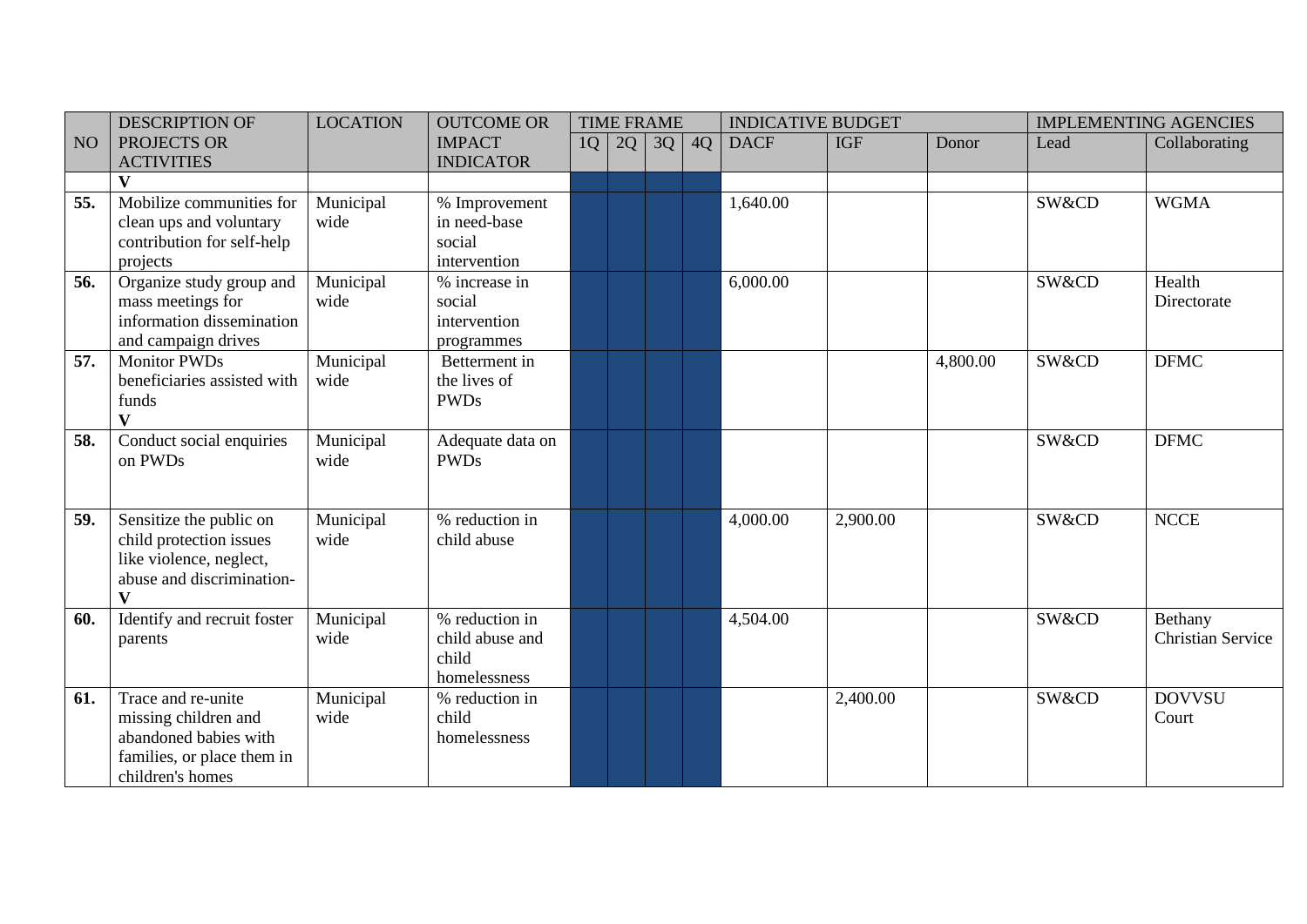| NO | DESCRIPTION OF PROJECTS OR ACTIVITIES | LOCATION | OUTCOME OR IMPACT INDICATOR | TIME FRAME | | | | INDICATIVE BUDGET | | | IMPLEMENTING AGENCIES | |
|---|---|---|---|---|---|---|---|---|---|---|---|---|
| | | | | 1Q | 2Q | 3Q | 4Q | DACF | IGF | Donor | Lead | Collaborating |
| | **V** | | | | | | | | | | | |
| **55.** | Mobilize communities for clean ups and voluntary contribution for self-help projects | Municipal wide | % Improvement in need-base social intervention | | | | | 1,640.00 | | | SW&CD | WGMA |
| **56.** | Organize study group and mass meetings for information dissemination and campaign drives | Municipal wide | % increase in social intervention programmes | | | | | 6,000.00 | | | SW&CD | Health Directorate |
| **57.** | Monitor PWDs beneficiaries assisted with funds **V** | Municipal wide | Betterment in the lives of PWDs | | | | | | | 4,800.00 | SW&CD | DFMC |
| **58.** | Conduct social enquiries on PWDs | Municipal wide | Adequate data on PWDs | | | | | | | | SW&CD | DFMC |
| **59.** | Sensitize the public on child protection issues like violence, neglect, abuse and discrimination- **V** | Municipal wide | % reduction in child abuse | | | | | 4,000.00 | 2,900.00 | | SW&CD | NCCE |
| **60.** | Identify and recruit foster parents | Municipal wide | % reduction in child abuse and child homelessness | | | | | 4,504.00 | | | SW&CD | Bethany Christian Service |
| **61.** | Trace and re-unite missing children and abandoned babies with families, or place them in children's homes | Municipal wide | % reduction in child homelessness | | | | | | 2,400.00 | | SW&CD | DOVVSU Court |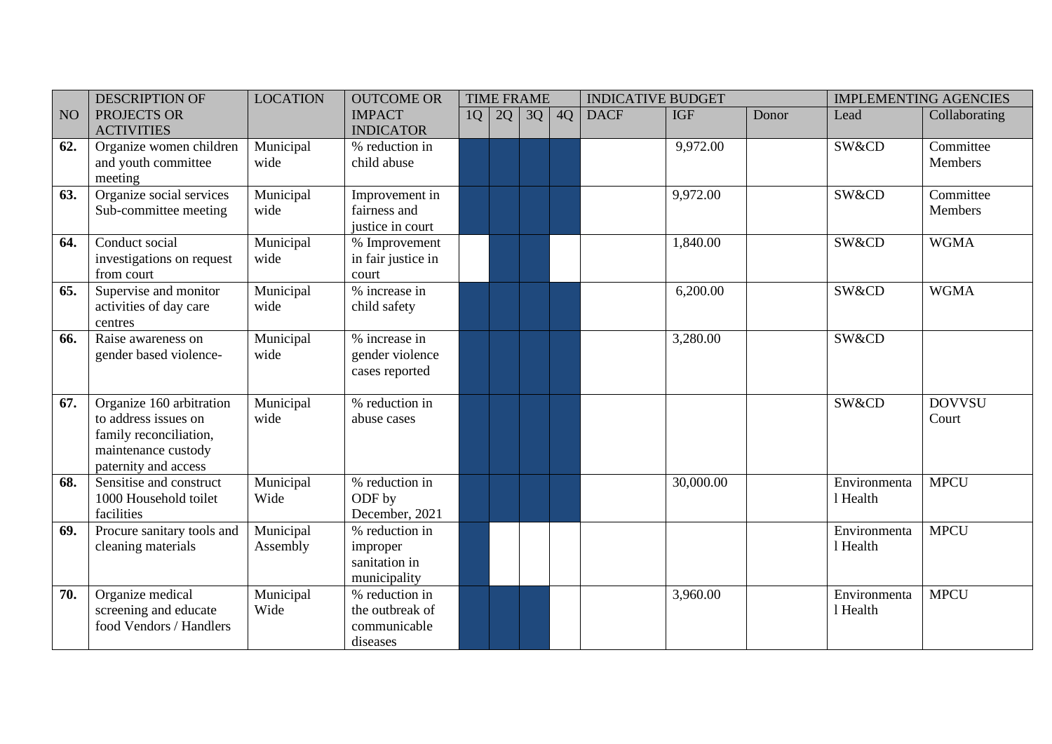| NO | DESCRIPTION OF PROJECTS OR ACTIVITIES | LOCATION | OUTCOME OR IMPACT INDICATOR | TIME FRAME | | | | INDICATIVE BUDGET | | | IMPLEMENTING AGENCIES | |
|---|---|---|---|---|---|---|---|---|---|---|---|---|
| | | | | 1Q | 2Q | 3Q | 4Q | DACF | IGF | Donor | Lead | Collaborating |
| **62.** | Organize women children and youth committee meeting | Municipal wide | % reduction in child abuse | | | | | | 9,972.00 | | SW&CD | Committee Members |
| **63.** | Organize social services Sub-committee meeting | Municipal wide | Improvement in fairness and justice in court | | | | | | 9,972.00 | | SW&CD | Committee Members |
| **64.** | Conduct social investigations on request from court | Municipal wide | % Improvement in fair justice in court | | | | | | 1,840.00 | | SW&CD | WGMA |
| **65.** | Supervise and monitor activities of day care centres | Municipal wide | % increase in child safety | | | | | | 6,200.00 | | SW&CD | WGMA |
| **66.** | Raise awareness on gender based violence- | Municipal wide | % increase in gender violence cases reported | | | | | | 3,280.00 | | SW&CD | |
| **67.** | Organize 160 arbitration to address issues on family reconciliation, maintenance custody paternity and access | Municipal wide | % reduction in abuse cases | | | | | | | | SW&CD | DOVVSU Court |
| **68.** | Sensitise and construct 1000 Household toilet facilities | Municipal Wide | % reduction in ODF by December, 2021 | | | | | | 30,000.00 | | Environmental Health | MPCU |
| **69.** | Procure sanitary tools and cleaning materials | Municipal Assembly | % reduction in improper sanitation in municipality | | | | | | | | Environmental Health | MPCU |
| **70.** | Organize medical screening and educate food Vendors / Handlers | Municipal Wide | % reduction in the outbreak of communicable diseases | | | | | | 3,960.00 | | Environmental Health | MPCU |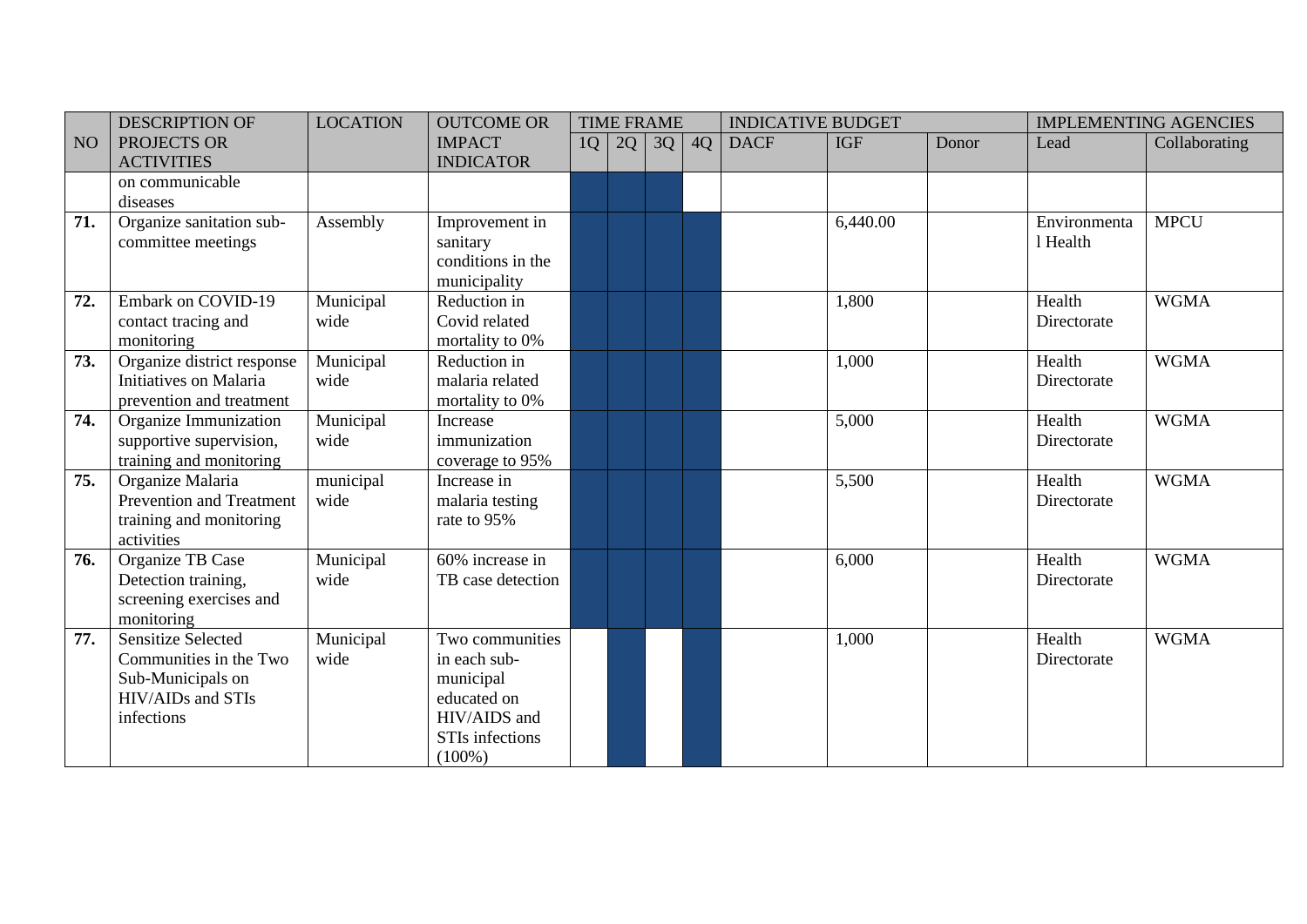| NO | DESCRIPTION OF PROJECTS OR ACTIVITIES | LOCATION | OUTCOME OR IMPACT INDICATOR | TIME FRAME | | | | INDICATIVE BUDGET | | | IMPLEMENTING AGENCIES | |
|---|---|---|---|---|---|---|---|---|---|---|---|---|
| | | | | 1Q | 2Q | 3Q | 4Q | DACF | IGF | Donor | Lead | Collaborating |
| | on communicable diseases | | | | | | | | | | | |
| **71.** | Organize sanitation sub-committee meetings | Assembly | Improvement in sanitary conditions in the municipality | | | | | | 6,440.00 | | Environmental Health | MPCU |
| **72.** | Embark on COVID-19 contact tracing and monitoring | Municipal wide | Reduction in Covid related mortality to 0% | | | | | | 1,800 | | Health Directorate | WGMA |
| **73.** | Organize district response Initiatives on Malaria prevention and treatment | Municipal wide | Reduction in malaria related mortality to 0% | | | | | | 1,000 | | Health Directorate | WGMA |
| **74.** | Organize Immunization supportive supervision, training and monitoring | Municipal wide | Increase immunization coverage to 95% | | | | | | 5,000 | | Health Directorate | WGMA |
| **75.** | Organize Malaria Prevention and Treatment training and monitoring activities | municipal wide | Increase in malaria testing rate to 95% | | | | | | 5,500 | | Health Directorate | WGMA |
| **76.** | Organize TB Case Detection training, screening exercises and monitoring | Municipal wide | 60% increase in TB case detection | | | | | | 6,000 | | Health Directorate | WGMA |
| **77.** | Sensitize Selected Communities in the Two Sub-Municipals on HIV/AIDs and STIs infections | Municipal wide | Two communities in each sub-municipal educated on HIV/AIDS and STIs infections (100%) | | | | | | 1,000 | | Health Directorate | WGMA |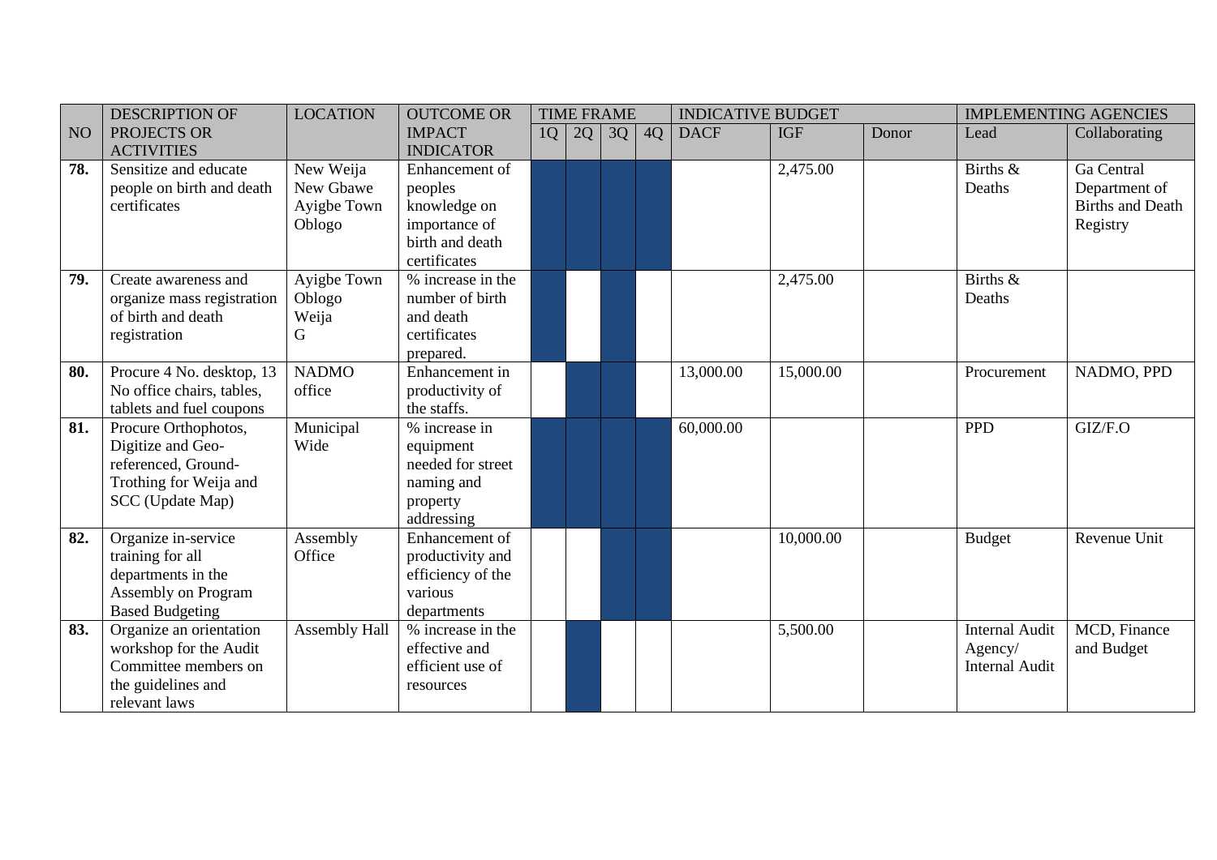| NO | DESCRIPTION OF PROJECTS OR ACTIVITIES | LOCATION | OUTCOME OR IMPACT INDICATOR | TIME FRAME | | | | INDICATIVE BUDGET | | | IMPLEMENTING AGENCIES | |
|---|---|---|---|---|---|---|---|---|---|---|---|---|
| | | | | 1Q | 2Q | 3Q | 4Q | DACF | IGF | Donor | Lead | Collaborating |
| **78.** | Sensitize and educate people on birth and death certificates | New Weija New Gbawe Ayigbe Town Oblogo | Enhancement of peoples knowledge on importance of birth and death certificates | X | X | X | X | | 2,475.00 | | Births & Deaths | Ga Central Department of Births and Death Registry |
| **79.** | Create awareness and organize mass registration of birth and death registration | Ayigbe Town Oblogo Weija G | % increase in the number of birth and death certificates prepared. | X | | X | | | 2,475.00 | | Births & Deaths | |
| **80.** | Procure 4 No. desktop, 13 No office chairs, tables, tablets and fuel coupons | NADMO office | Enhancement in productivity of the staffs. | | X | X | | 13,000.00 | 15,000.00 | | Procurement | NADMO, PPD |
| **81.** | Procure Orthophotos, Digitize and Geo-referenced, Ground-Trothing for Weija and SCC (Update Map) | Municipal Wide | % increase in equipment needed for street naming and property addressing | X | X | X | X | 60,000.00 | | | PPD | GIZ/F.O |
| **82.** | Organize in-service training for all departments in the Assembly on Program Based Budgeting | Assembly Office | Enhancement of productivity and efficiency of the various departments | | | X | X | | 10,000.00 | | Budget | Revenue Unit |
| **83.** | Organize an orientation workshop for the Audit Committee members on the guidelines and relevant laws | Assembly Hall | % increase in the effective and efficient use of resources | | X | | | | 5,500.00 | | Internal Audit Agency/ Internal Audit | MCD, Finance and Budget |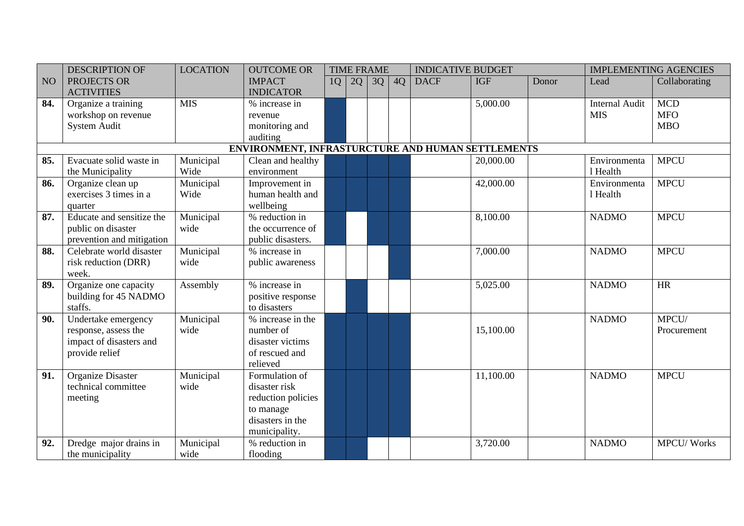| NO | DESCRIPTION OF PROJECTS OR ACTIVITIES | LOCATION | OUTCOME OR IMPACT INDICATOR | TIME FRAME | | | | INDICATIVE BUDGET | | | IMPLEMENTING AGENCIES | |
|---|---|---|---|---|---|---|---|---|---|---|---|---|
| | | | | 1Q | 2Q | 3Q | 4Q | DACF | IGF | Donor | Lead | Collaborating |
| **84.** | Organize a training workshop on revenue System Audit | MIS | % increase in revenue monitoring and auditing | ■ | | | | | 5,000.00 | | Internal Audit MIS | MCD MFO MBO |
| | **ENVIRONMENT, INFRASTURCTURE AND HUMAN SETTLEMENTS** | | | | | | | | | | | |
| **85.** | Evacuate solid waste in the Municipality | Municipal Wide | Clean and healthy environment | ■ | ■ | ■ | ■ | | 20,000.00 | | Environmental Health | MPCU |
| **86.** | Organize clean up exercises 3 times in a quarter | Municipal Wide | Improvement in human health and wellbeing | ■ | ■ | ■ | ■ | | 42,000.00 | | Environmental Health | MPCU |
| **87.** | Educate and sensitize the public on disaster prevention and mitigation | Municipal wide | % reduction in the occurrence of public disasters. | ■ | | ■ | ■ | | 8,100.00 | | NADMO | MPCU |
| **88.** | Celebrate world disaster risk reduction (DRR) week. | Municipal wide | % increase in public awareness | | | | ■ | | 7,000.00 | | NADMO | MPCU |
| **89.** | Organize one capacity building for 45 NADMO staffs. | Assembly | % increase in positive response to disasters | | ■ | | | | 5,025.00 | | NADMO | HR |
| **90.** | Undertake emergency response, assess the impact of disasters and provide relief | Municipal wide | % increase in the number of disaster victims of rescued and relieved | ■ | ■ | ■ | ■ | | 15,100.00 | | NADMO | MPCU/ Procurement |
| **91.** | Organize Disaster technical committee meeting | Municipal wide | Formulation of disaster risk reduction policies to manage disasters in the municipality. | ■ | ■ | ■ | ■ | | 11,100.00 | | NADMO | MPCU |
| **92.** | Dredge major drains in the municipality | Municipal wide | % reduction in flooding | ■ | ■ | | | | 3,720.00 | | NADMO | MPCU/ Works |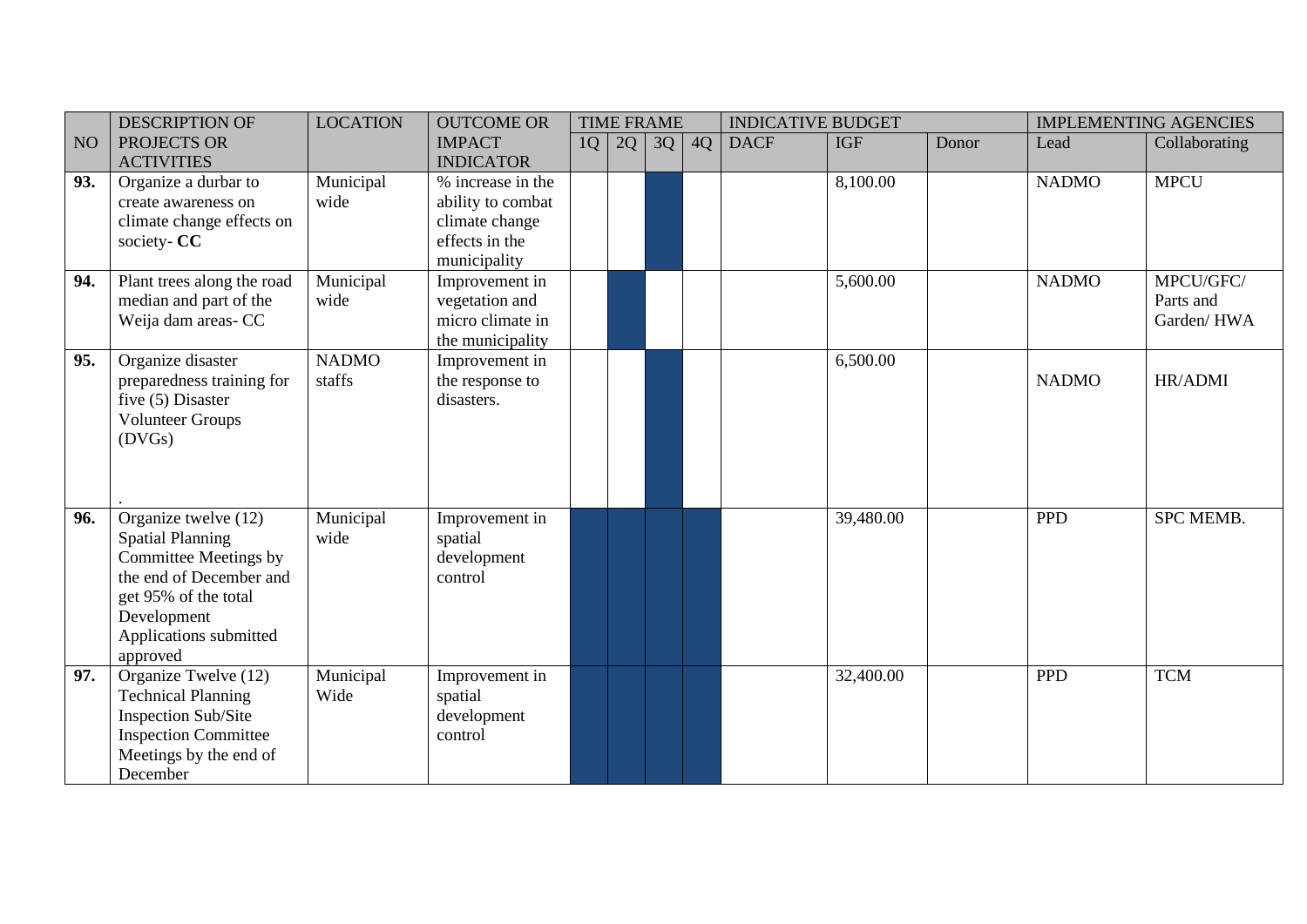| NO | DESCRIPTION OF PROJECTS OR ACTIVITIES | LOCATION | OUTCOME OR IMPACT INDICATOR | TIME FRAME | | | | INDICATIVE BUDGET | | | IMPLEMENTING AGENCIES | |
|---|---|---|---|---|---|---|---|---|---|---|---|---|
| | | | | 1Q | 2Q | 3Q | 4Q | DACF | IGF | Donor | Lead | Collaborating |
| **93.** | Organize a durbar to create awareness on climate change effects on society- **CC** | Municipal wide | % increase in the ability to combat climate change effects in the municipality | | | ■ | | | 8,100.00 | | NADMO | MPCU |
| **94.** | Plant trees along the road median and part of the Weija dam areas- CC | Municipal wide | Improvement in vegetation and micro climate in the municipality | | ■ | | | | 5,600.00 | | NADMO | MPCU/GFC/ Parts and Garden/ HWA |
| **95.** | Organize disaster preparedness training for five (5) Disaster Volunteer Groups (DVGs) . | NADMO staffs | Improvement in the response to disasters. | | | ■ | | | 6,500.00 | | NADMO | HR/ADMI |
| **96.** | Organize twelve (12) Spatial Planning Committee Meetings by the end of December and get 95% of the total Development Applications submitted approved | Municipal wide | Improvement in spatial development control | ■ | ■ | ■ | ■ | | 39,480.00 | | PPD | SPC MEMB. |
| **97.** | Organize Twelve (12) Technical Planning Inspection Sub/Site Inspection Committee Meetings by the end of December | Municipal Wide | Improvement in spatial development control | ■ | ■ | ■ | ■ | | 32,400.00 | | PPD | TCM |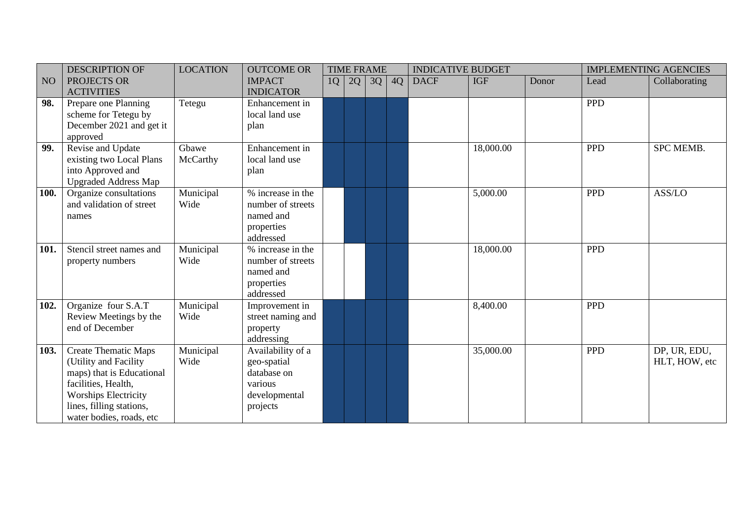| NO | DESCRIPTION OF PROJECTS OR ACTIVITIES | LOCATION | OUTCOME OR IMPACT INDICATOR | TIME FRAME | | | | INDICATIVE BUDGET | | | IMPLEMENTING AGENCIES | |
|---|---|---|---|---|---|---|---|---|---|---|---|---|
| | | | | 1Q | 2Q | 3Q | 4Q | DACF | IGF | Donor | Lead | Collaborating |
| **98.** | Prepare one Planning scheme for Tetegu by December 2021 and get it approved | Tetegu | Enhancement in local land use plan | X | X | X | X | | | | PPD | |
| **99.** | Revise and Update existing two Local Plans into Approved and Upgraded Address Map | Gbawe McCarthy | Enhancement in local land use plan | X | X | X | X | | 18,000.00 | | PPD | SPC MEMB. |
| **100.** | Organize consultations and validation of street names | Municipal Wide | % increase in the number of streets named and properties addressed | | X | X | X | | 5,000.00 | | PPD | ASS/LO |
| **101.** | Stencil street names and property numbers | Municipal Wide | % increase in the number of streets named and properties addressed | | | X | X | | 18,000.00 | | PPD | |
| **102.** | Organize four S.A.T Review Meetings by the end of December | Municipal Wide | Improvement in street naming and property addressing | X | X | X | X | | 8,400.00 | | PPD | |
| **103.** | Create Thematic Maps (Utility and Facility maps) that is Educational facilities, Health, Worships Electricity lines, filling stations, water bodies, roads, etc | Municipal Wide | Availability of a geo-spatial database on various developmental projects | X | X | X | X | | 35,000.00 | | PPD | DP, UR, EDU, HLT, HOW, etc |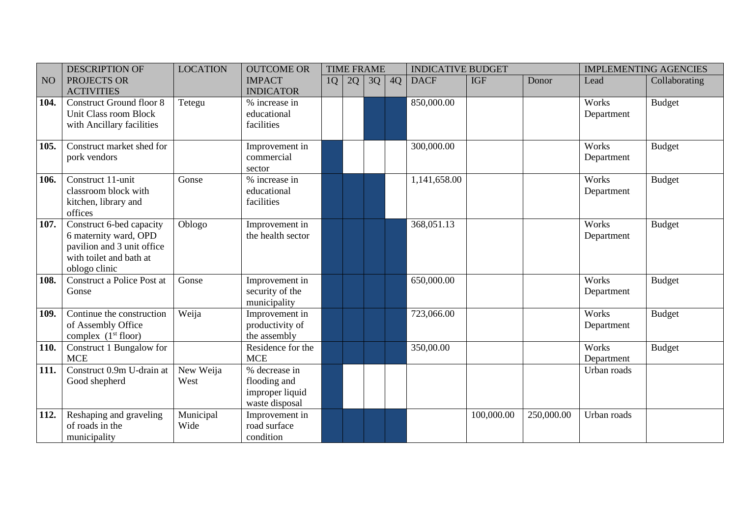| NO | DESCRIPTION OF PROJECTS OR ACTIVITIES | LOCATION | OUTCOME OR IMPACT INDICATOR | TIME FRAME | | | | INDICATIVE BUDGET | | | IMPLEMENTING AGENCIES | |
|---|---|---|---|---|---|---|---|---|---|---|---|---|
| | | | | 1Q | 2Q | 3Q | 4Q | DACF | IGF | Donor | Lead | Collaborating |
| **104.** | Construct Ground floor 8 Unit Class room Block with Ancillary facilities | Tetegu | % increase in educational facilities | | | ■ | ■ | 850,000.00 | | | Works Department | Budget |
| **105.** | Construct market shed for pork vendors | | Improvement in commercial sector | ■ | | | | 300,000.00 | | | Works Department | Budget |
| **106.** | Construct 11-unit classroom block with kitchen, library and offices | Gonse | % increase in educational facilities | ■ | ■ | ■ | | 1,141,658.00 | | | Works Department | Budget |
| **107.** | Construct 6-bed capacity 6 maternity ward, OPD pavilion and 3 unit office with toilet and bath at oblogo clinic | Oblogo | Improvement in the health sector | ■ | ■ | ■ | ■ | 368,051.13 | | | Works Department | Budget |
| **108.** | Construct a Police Post at Gonse | Gonse | Improvement in security of the municipality | ■ | ■ | ■ | ■ | 650,000.00 | | | Works Department | Budget |
| **109.** | Continue the construction of Assembly Office complex (1st floor) | Weija | Improvement in productivity of the assembly | ■ | ■ | ■ | ■ | 723,066.00 | | | Works Department | Budget |
| **110.** | Construct 1 Bungalow for MCE | | Residence for the MCE | ■ | ■ | ■ | ■ | 350,00.00 | | | Works Department | Budget |
| **111.** | Construct 0.9m U-drain at Good shepherd | New Weija West | % decrease in flooding and improper liquid waste disposal | ■ | | | | | | | Urban roads | |
| **112.** | Reshaping and graveling of roads in the municipality | Municipal Wide | Improvement in road surface condition | ■ | ■ | ■ | ■ | | 100,000.00 | 250,000.00 | Urban roads | |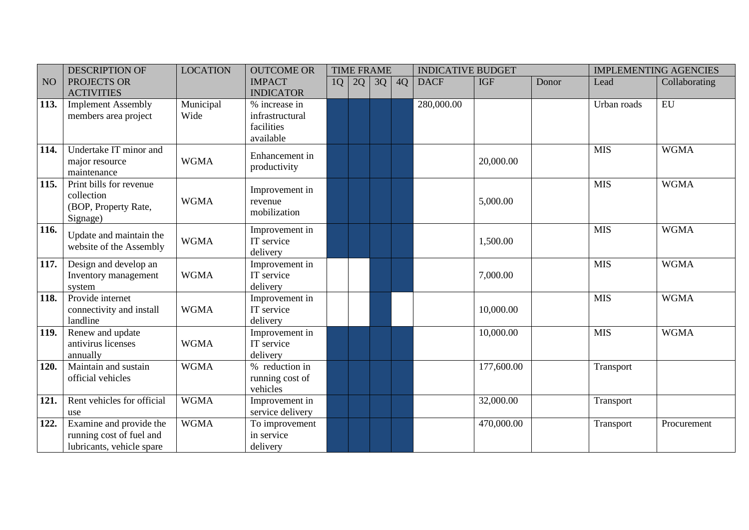| NO | DESCRIPTION OF PROJECTS OR ACTIVITIES | LOCATION | OUTCOME OR IMPACT INDICATOR | TIME FRAME | | | | INDICATIVE BUDGET | | | IMPLEMENTING AGENCIES | |
|---|---|---|---|---|---|---|---|---|---|---|---|---|
| | | | | 1Q | 2Q | 3Q | 4Q | DACF | IGF | Donor | Lead | Collaborating |
| **113.** | Implement Assembly members area project | Municipal Wide | % increase in infrastructural facilities available | ■ | ■ | ■ | ■ | 280,000.00 | | | Urban roads | EU |
| **114.** | Undertake IT minor and major resource maintenance | WGMA | Enhancement in productivity | ■ | ■ | ■ | ■ | | 20,000.00 | | MIS | WGMA |
| **115.** | Print bills for revenue collection (BOP, Property Rate, Signage) | WGMA | Improvement in revenue mobilization | ■ | ■ | ■ | ■ | | 5,000.00 | | MIS | WGMA |
| **116.** | Update and maintain the website of the Assembly | WGMA | Improvement in IT service delivery | ■ | ■ | ■ | ■ | | 1,500.00 | | MIS | WGMA |
| **117.** | Design and develop an Inventory management system | WGMA | Improvement in IT service delivery | | | ■ | ■ | | 7,000.00 | | MIS | WGMA |
| **118.** | Provide internet connectivity and install landline | WGMA | Improvement in IT service delivery | | | ■ | | | 10,000.00 | | MIS | WGMA |
| **119.** | Renew and update antivirus licenses annually | WGMA | Improvement in IT service delivery | ■ | ■ | ■ | ■ | | 10,000.00 | | MIS | WGMA |
| **120.** | Maintain and sustain official vehicles | WGMA | % reduction in running cost of vehicles | ■ | ■ | ■ | ■ | | 177,600.00 | | Transport | |
| **121.** | Rent vehicles for official use | WGMA | Improvement in service delivery | ■ | ■ | ■ | ■ | | 32,000.00 | | Transport | |
| **122.** | Examine and provide the running cost of fuel and lubricants, vehicle spare | WGMA | To improvement in service delivery | ■ | ■ | ■ | ■ | | 470,000.00 | | Transport | Procurement |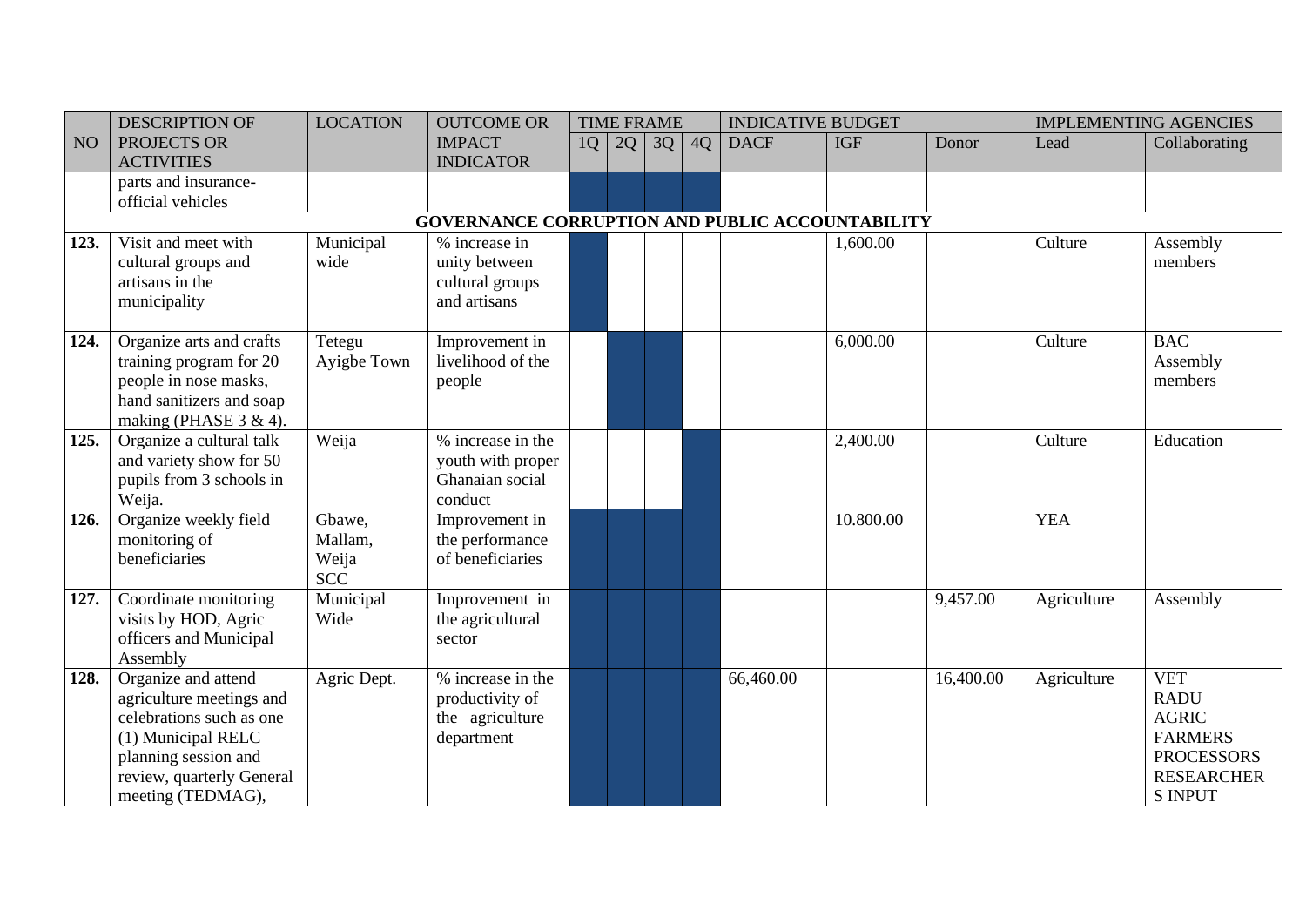| NO | DESCRIPTION OF PROJECTS OR ACTIVITIES | LOCATION | OUTCOME OR IMPACT INDICATOR | TIME FRAME | | | | INDICATIVE BUDGET | | | IMPLEMENTING AGENCIES | |
|---|---|---|---|---|---|---|---|---|---|---|---|---|
| | | | | 1Q | 2Q | 3Q | 4Q | DACF | IGF | Donor | Lead | Collaborating |
| | parts and insurance-official vehicles | | | | | | | | | | | |
| **GOVERNANCE CORRUPTION AND PUBLIC ACCOUNTABILITY** | | | | | | | | | | | | |
| **123.** | Visit and meet with cultural groups and artisans in the municipality | Municipal wide | % increase in unity between cultural groups and artisans | | | | | | 1,600.00 | | Culture | Assembly members |
| **124.** | Organize arts and crafts training program for 20 people in nose masks, hand sanitizers and soap making (PHASE 3 & 4). | Tetegu Ayigbe Town | Improvement in livelihood of the people | | | | | | 6,000.00 | | Culture | BAC Assembly members |
| **125.** | Organize a cultural talk and variety show for 50 pupils from 3 schools in Weija. | Weija | % increase in the youth with proper Ghanaian social conduct | | | | | | 2,400.00 | | Culture | Education |
| **126.** | Organize weekly field monitoring of beneficiaries | Gbawe, Mallam, Weija SCC | Improvement in the performance of beneficiaries | | | | | | 10.800.00 | | YEA | |
| **127.** | Coordinate monitoring visits by HOD, Agric officers and Municipal Assembly | Municipal Wide | Improvement in the agricultural sector | | | | | | | 9,457.00 | Agriculture | Assembly |
| **128.** | Organize and attend agriculture meetings and celebrations such as one (1) Municipal RELC planning session and review, quarterly General meeting (TEDMAG), | Agric Dept. | % increase in the productivity of the agriculture department | | | | | 66,460.00 | | 16,400.00 | Agriculture | VET RADU AGRIC FARMERS PROCESSORS RESEARCHER S INPUT |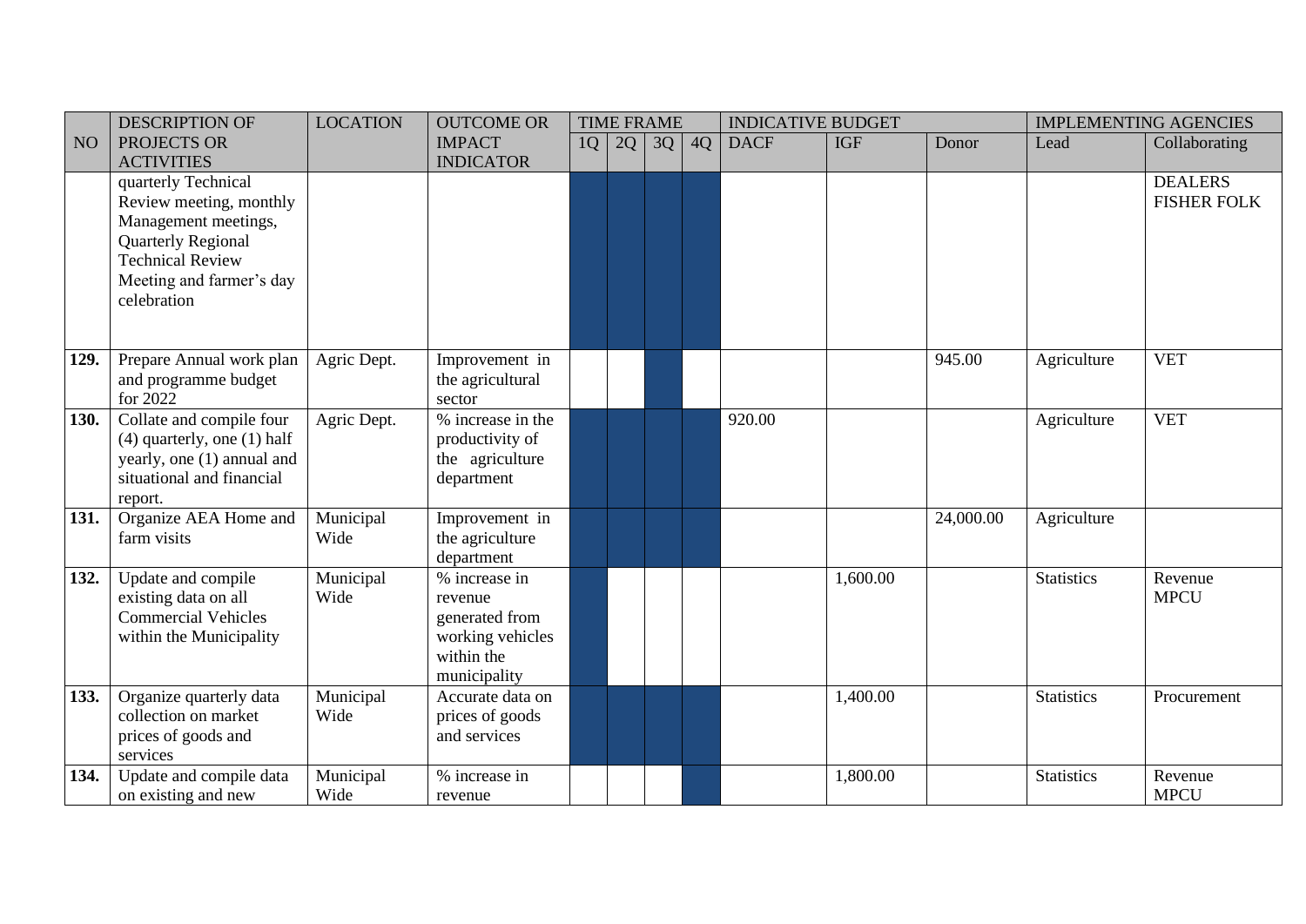| NO | DESCRIPTION OF PROJECTS OR ACTIVITIES | LOCATION | OUTCOME OR IMPACT INDICATOR | TIME FRAME | | | | INDICATIVE BUDGET | | | IMPLEMENTING AGENCIES | |
|---|---|---|---|---|---|---|---|---|---|---|---|---|
| | | | | 1Q | 2Q | 3Q | 4Q | DACF | IGF | Donor | Lead | Collaborating |
| | quarterly Technical Review meeting, monthly Management meetings, Quarterly Regional Technical Review Meeting and farmer's day celebration | | | | | | | | | | | DEALERS FISHER FOLK |
| **129.** | Prepare Annual work plan and programme budget for 2022 | Agric Dept. | Improvement in the agricultural sector | | | | | | | 945.00 | Agriculture | VET |
| **130.** | Collate and compile four (4) quarterly, one (1) half yearly, one (1) annual and situational and financial report. | Agric Dept. | % increase in the productivity of the agriculture department | | | | | 920.00 | | | Agriculture | VET |
| **131.** | Organize AEA Home and farm visits | Municipal Wide | Improvement in the agriculture department | | | | | | | 24,000.00 | Agriculture | |
| **132.** | Update and compile existing data on all Commercial Vehicles within the Municipality | Municipal Wide | % increase in revenue generated from working vehicles within the municipality | | | | | | 1,600.00 | | Statistics | Revenue MPCU |
| **133.** | Organize quarterly data collection on market prices of goods and services | Municipal Wide | Accurate data on prices of goods and services | | | | | | 1,400.00 | | Statistics | Procurement |
| **134.** | Update and compile data on existing and new | Municipal Wide | % increase in revenue | | | | | | 1,800.00 | | Statistics | Revenue MPCU |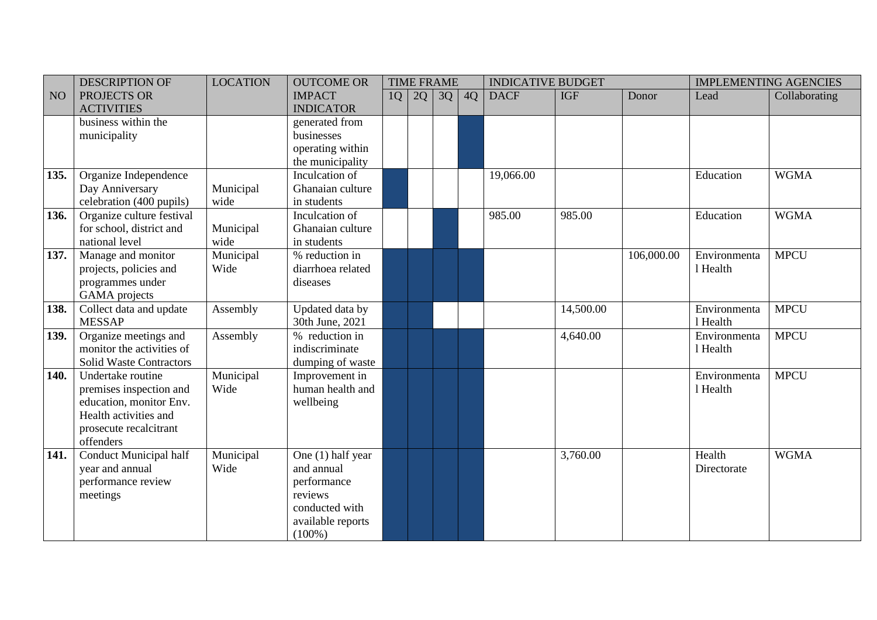| NO | DESCRIPTION OF PROJECTS OR ACTIVITIES | LOCATION | OUTCOME OR IMPACT INDICATOR | TIME FRAME | | | | INDICATIVE BUDGET | | | IMPLEMENTING AGENCIES | |
|---|---|---|---|---|---|---|---|---|---|---|---|---|
| | | | | 1Q | 2Q | 3Q | 4Q | DACF | IGF | Donor | Lead | Collaborating |
| | business within the municipality | | generated from businesses operating within the municipality | | | | | | | | | |
| **135.** | Organize Independence Day Anniversary celebration (400 pupils) | Municipal wide | Inculcation of Ghanaian culture in students | | | | | 19,066.00 | | | Education | WGMA |
| **136.** | Organize culture festival for school, district and national level | Municipal wide | Inculcation of Ghanaian culture in students | | | | | 985.00 | 985.00 | | Education | WGMA |
| **137.** | Manage and monitor projects, policies and programmes under GAMA projects | Municipal Wide | % reduction in diarrhoea related diseases | | | | | | | 106,000.00 | Environmental Health | MPCU |
| **138.** | Collect data and update MESSAP | Assembly | Updated data by 30th June, 2021 | | | | | | 14,500.00 | | Environmental Health | MPCU |
| **139.** | Organize meetings and monitor the activities of Solid Waste Contractors | Assembly | % reduction in indiscriminate dumping of waste | | | | | | 4,640.00 | | Environmental Health | MPCU |
| **140.** | Undertake routine premises inspection and education, monitor Env. Health activities and prosecute recalcitrant offenders | Municipal Wide | Improvement in human health and wellbeing | | | | | | | | Environmental Health | MPCU |
| **141.** | Conduct Municipal half year and annual performance review meetings | Municipal Wide | One (1) half year and annual performance reviews conducted with available reports (100%) | | | | | | 3,760.00 | | Health Directorate | WGMA |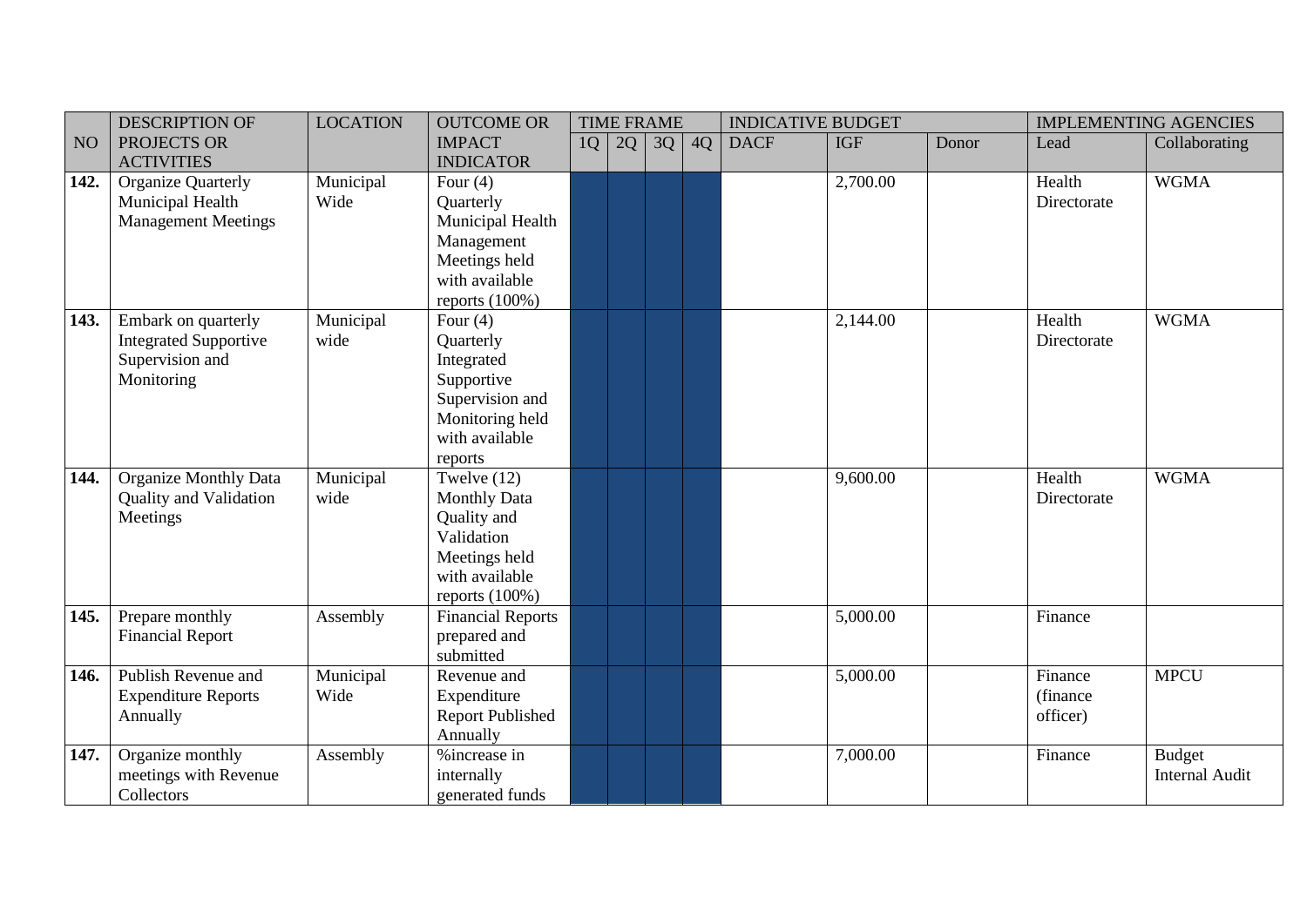| NO | DESCRIPTION OF PROJECTS OR ACTIVITIES | LOCATION | OUTCOME OR IMPACT INDICATOR | TIME FRAME | | | | INDICATIVE BUDGET | | | IMPLEMENTING AGENCIES | |
|---|---|---|---|---|---|---|---|---|---|---|---|---|
| | | | | 1Q | 2Q | 3Q | 4Q | DACF | IGF | Donor | Lead | Collaborating |
| **142.** | Organize Quarterly Municipal Health Management Meetings | Municipal Wide | Four (4) Quarterly Municipal Health Management Meetings held with available reports (100%) | | | | | | 2,700.00 | | Health Directorate | WGMA |
| **143.** | Embark on quarterly Integrated Supportive Supervision and Monitoring | Municipal wide | Four (4) Quarterly Integrated Supportive Supervision and Monitoring held with available reports | | | | | | 2,144.00 | | Health Directorate | WGMA |
| **144.** | Organize Monthly Data Quality and Validation Meetings | Municipal wide | Twelve (12) Monthly Data Quality and Validation Meetings held with available reports (100%) | | | | | | 9,600.00 | | Health Directorate | WGMA |
| **145.** | Prepare monthly Financial Report | Assembly | Financial Reports prepared and submitted | | | | | | 5,000.00 | | Finance | |
| **146.** | Publish Revenue and Expenditure Reports Annually | Municipal Wide | Revenue and Expenditure Report Published Annually | | | | | | 5,000.00 | | Finance (finance officer) | MPCU |
| **147.** | Organize monthly meetings with Revenue Collectors | Assembly | %increase in internally generated funds | | | | | | 7,000.00 | | Finance | Budget Internal Audit |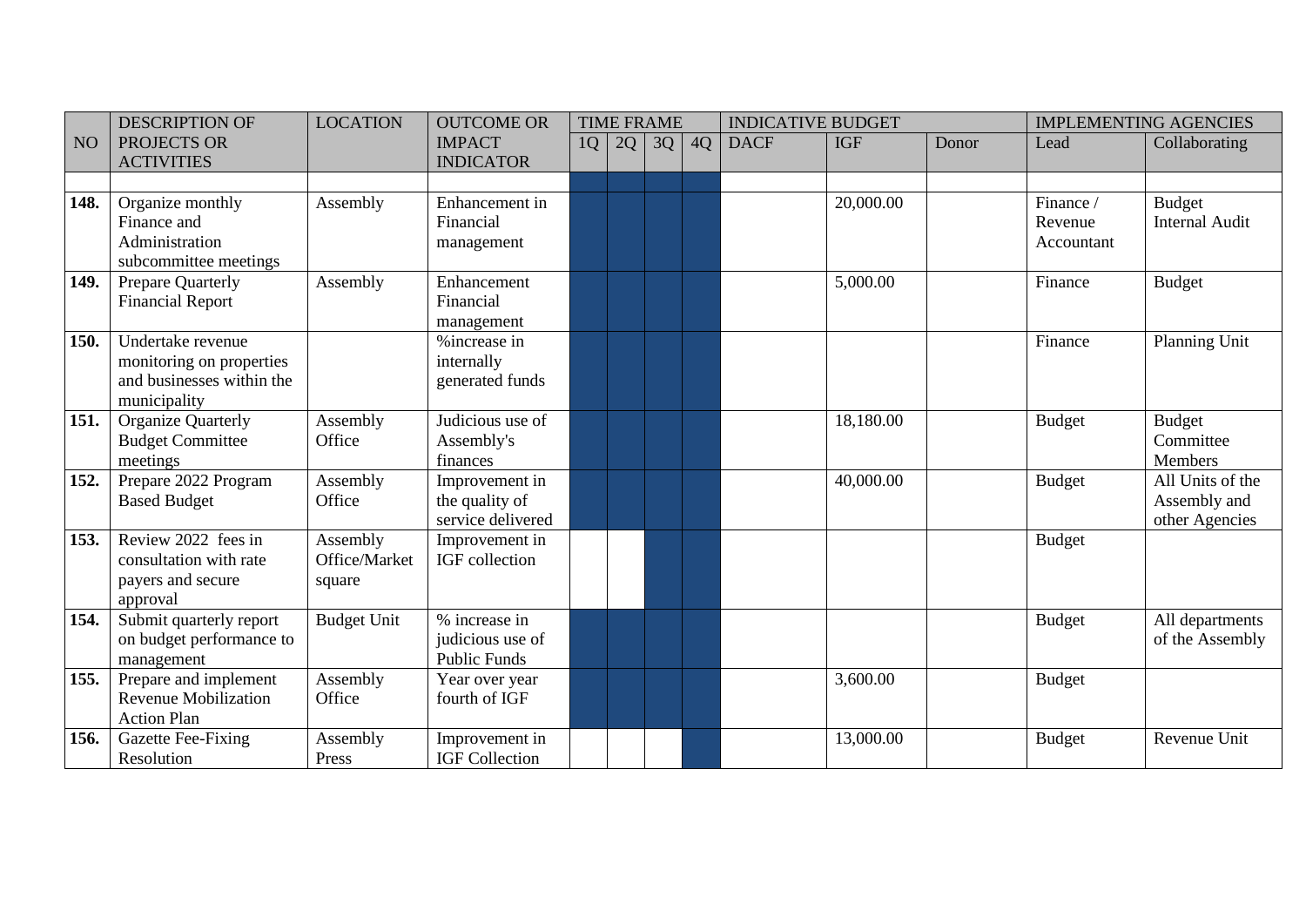| NO | DESCRIPTION OF PROJECTS OR ACTIVITIES | LOCATION | OUTCOME OR IMPACT INDICATOR | TIME FRAME | | | | INDICATIVE BUDGET | | | IMPLEMENTING AGENCIES | |
|---|---|---|---|---|---|---|---|---|---|---|---|---|
| | | | | 1Q | 2Q | 3Q | 4Q | DACF | IGF | Donor | Lead | Collaborating |
| | | | | | | | | | | | | |
| **148.** | Organize monthly Finance and Administration subcommittee meetings | Assembly | Enhancement in Financial management | | | | | | 20,000.00 | | Finance / Revenue Accountant | Budget Internal Audit |
| **149.** | Prepare Quarterly Financial Report | Assembly | Enhancement Financial management | | | | | | 5,000.00 | | Finance | Budget |
| **150.** | Undertake revenue monitoring on properties and businesses within the municipality | | %increase in internally generated funds | | | | | | | | Finance | Planning Unit |
| **151.** | Organize Quarterly Budget Committee meetings | Assembly Office | Judicious use of Assembly's finances | | | | | | 18,180.00 | | Budget | Budget Committee Members |
| **152.** | Prepare 2022 Program Based Budget | Assembly Office | Improvement in the quality of service delivered | | | | | | 40,000.00 | | Budget | All Units of the Assembly and other Agencies |
| **153.** | Review 2022 fees in consultation with rate payers and secure approval | Assembly Office/Market square | Improvement in IGF collection | | | | | | | | Budget | |
| **154.** | Submit quarterly report on budget performance to management | Budget Unit | % increase in judicious use of Public Funds | | | | | | | | Budget | All departments of the Assembly |
| **155.** | Prepare and implement Revenue Mobilization Action Plan | Assembly Office | Year over year fourth of IGF | | | | | | 3,600.00 | | Budget | |
| **156.** | Gazette Fee-Fixing Resolution | Assembly Press | Improvement in IGF Collection | | | | | | 13,000.00 | | Budget | Revenue Unit |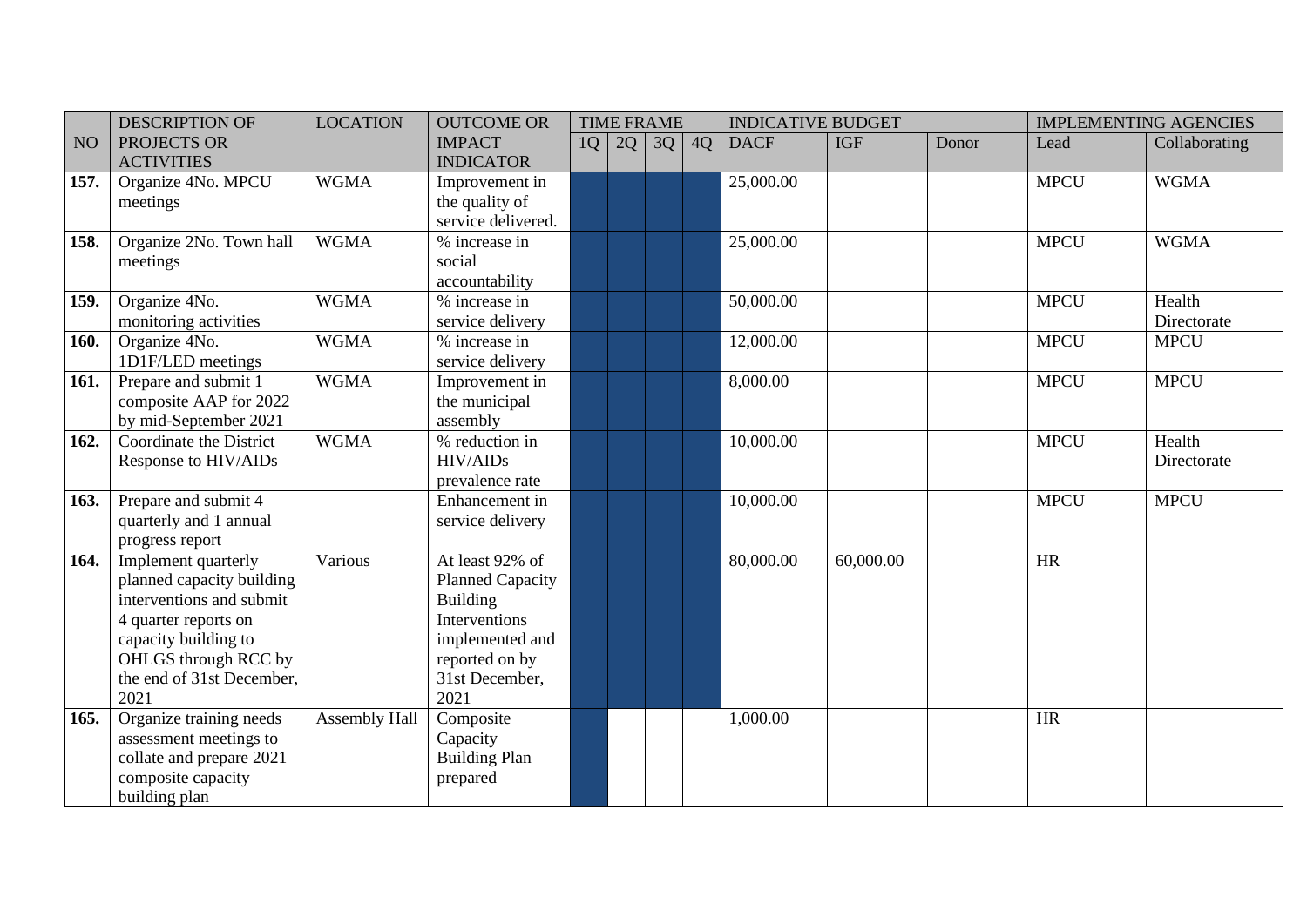| NO | DESCRIPTION OF PROJECTS OR ACTIVITIES | LOCATION | OUTCOME OR IMPACT INDICATOR | TIME FRAME | | | | INDICATIVE BUDGET | | | IMPLEMENTING AGENCIES | |
|---|---|---|---|---|---|---|---|---|---|---|---|---|
| | | | | 1Q | 2Q | 3Q | 4Q | DACF | IGF | Donor | Lead | Collaborating |
| **157.** | Organize 4No. MPCU meetings | WGMA | Improvement in the quality of service delivered. | X | X | X | X | 25,000.00 | | | MPCU | WGMA |
| **158.** | Organize 2No. Town hall meetings | WGMA | % increase in social accountability | X | X | X | X | 25,000.00 | | | MPCU | WGMA |
| **159.** | Organize 4No. monitoring activities | WGMA | % increase in service delivery | X | X | X | X | 50,000.00 | | | MPCU | Health Directorate |
| **160.** | Organize 4No. 1D1F/LED meetings | WGMA | % increase in service delivery | X | X | X | X | 12,000.00 | | | MPCU | MPCU |
| **161.** | Prepare and submit 1 composite AAP for 2022 by mid-September 2021 | WGMA | Improvement in the municipal assembly | X | X | X | X | 8,000.00 | | | MPCU | MPCU |
| **162.** | Coordinate the District Response to HIV/AIDs | WGMA | % reduction in HIV/AIDs prevalence rate | X | X | X | X | 10,000.00 | | | MPCU | Health Directorate |
| **163.** | Prepare and submit 4 quarterly and 1 annual progress report | | Enhancement in service delivery | X | X | X | X | 10,000.00 | | | MPCU | MPCU |
| **164.** | Implement quarterly planned capacity building interventions and submit 4 quarter reports on capacity building to OHLGS through RCC by the end of 31st December, 2021 | Various | At least 92% of Planned Capacity Building Interventions implemented and reported on by 31st December, 2021 | X | X | X | X | 80,000.00 | 60,000.00 | | HR | |
| **165.** | Organize training needs assessment meetings to collate and prepare 2021 composite capacity building plan | Assembly Hall | Composite Capacity Building Plan prepared | X | | | | 1,000.00 | | | HR | |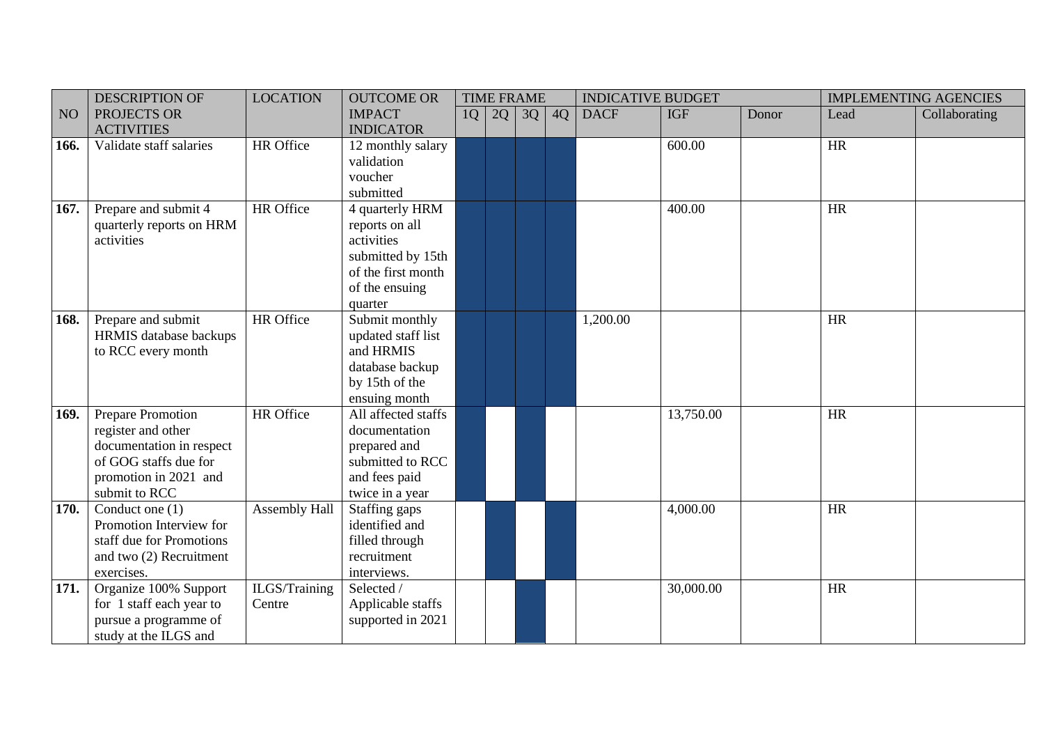| NO | DESCRIPTION OF PROJECTS OR ACTIVITIES | LOCATION | OUTCOME OR IMPACT INDICATOR | TIME FRAME | | | | INDICATIVE BUDGET | | | IMPLEMENTING AGENCIES | |
|---|---|---|---|---|---|---|---|---|---|---|---|---|
| | | | | 1Q | 2Q | 3Q | 4Q | DACF | IGF | Donor | Lead | Collaborating |
| **166.** | Validate staff salaries | HR Office | 12 monthly salary validation voucher submitted | X | X | X | X | | 600.00 | | HR | |
| **167.** | Prepare and submit 4 quarterly reports on HRM activities | HR Office | 4 quarterly HRM reports on all activities submitted by 15th of the first month of the ensuing quarter | X | X | X | X | | 400.00 | | HR | |
| **168.** | Prepare and submit HRMIS database backups to RCC every month | HR Office | Submit monthly updated staff list and HRMIS database backup by 15th of the ensuing month | X | X | X | X | 1,200.00 | | | HR | |
| **169.** | Prepare Promotion register and other documentation in respect of GOG staffs due for promotion in 2021 and submit to RCC | HR Office | All affected staffs documentation prepared and submitted to RCC and fees paid twice in a year | X | | X | | | 13,750.00 | | HR | |
| **170.** | Conduct one (1) Promotion Interview for staff due for Promotions and two (2) Recruitment exercises. | Assembly Hall | Staffing gaps identified and filled through recruitment interviews. | | X | | X | | 4,000.00 | | HR | |
| **171.** | Organize 100% Support for 1 staff each year to pursue a programme of study at the ILGS and | ILGS/Training Centre | Selected / Applicable staffs supported in 2021 | | | X | | | 30,000.00 | | HR | |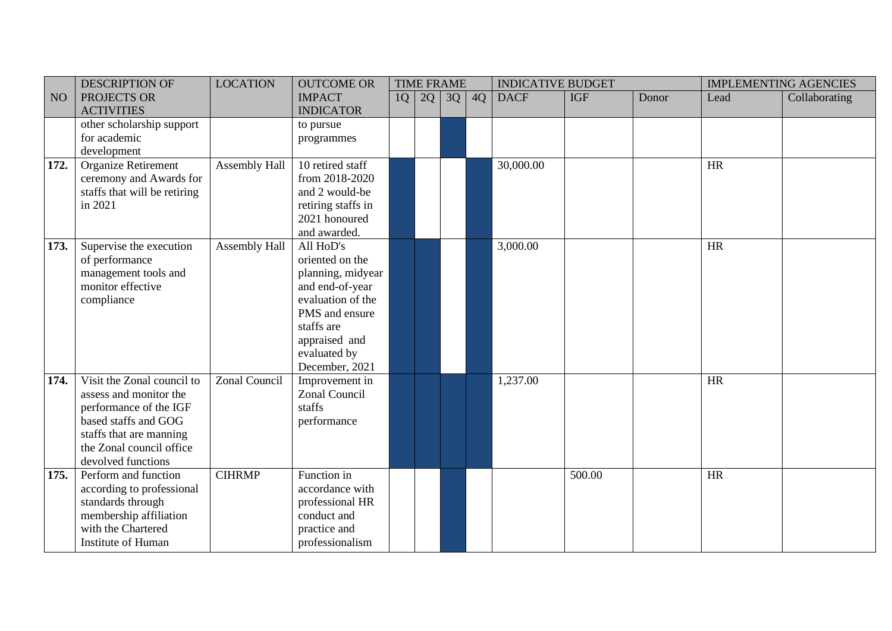| NO | DESCRIPTION OF PROJECTS OR ACTIVITIES | LOCATION | OUTCOME OR IMPACT INDICATOR | TIME FRAME | | | | INDICATIVE BUDGET | | | IMPLEMENTING AGENCIES | |
|---|---|---|---|---|---|---|---|---|---|---|---|---|
| | | | | 1Q | 2Q | 3Q | 4Q | DACF | IGF | Donor | Lead | Collaborating |
| | other scholarship support for academic development | | to pursue programmes | | | ■ | | | | | | |
| **172.** | Organize Retirement ceremony and Awards for staffs that will be retiring in 2021 | Assembly Hall | 10 retired staff from 2018-2020 and 2 would-be retiring staffs in 2021 honoured and awarded. | ■ | | | ■ | 30,000.00 | | | HR | |
| **173.** | Supervise the execution of performance management tools and monitor effective compliance | Assembly Hall | All HoD's oriented on the planning, midyear and end-of-year evaluation of the PMS and ensure staffs are appraised and evaluated by December, 2021 | ■ | ■ | | ■ | 3,000.00 | | | HR | |
| **174.** | Visit the Zonal council to assess and monitor the performance of the IGF based staffs and GOG staffs that are manning the Zonal council office devolved functions | Zonal Council | Improvement in Zonal Council staffs performance | ■ | ■ | ■ | ■ | 1,237.00 | | | HR | |
| **175.** | Perform and function according to professional standards through membership affiliation with the Chartered Institute of Human | CIHRMP | Function in accordance with professional HR conduct and practice and professionalism | | | ■ | | | 500.00 | | HR | |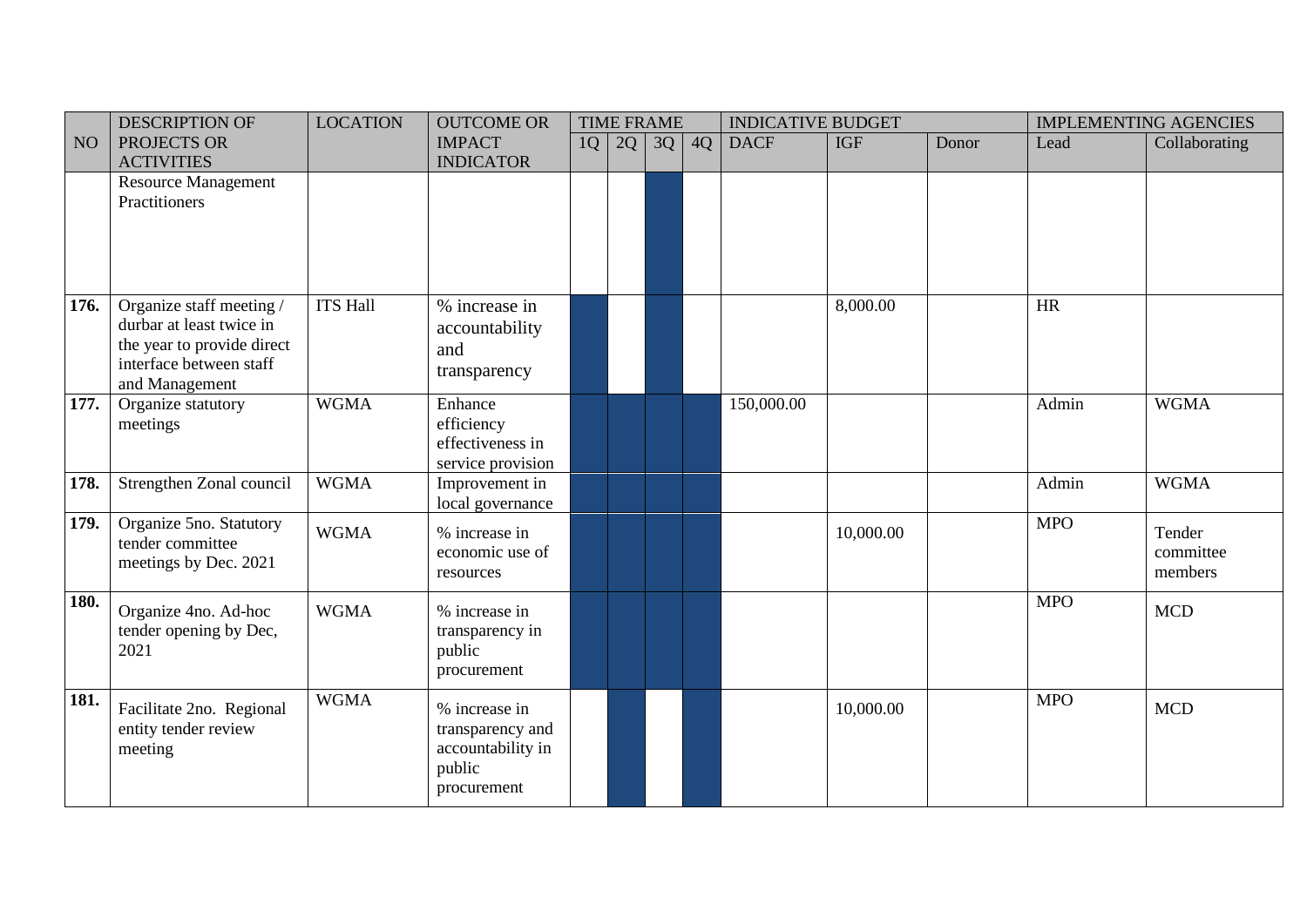| NO | DESCRIPTION OF PROJECTS OR ACTIVITIES | LOCATION | OUTCOME OR IMPACT INDICATOR | TIME FRAME | | | | INDICATIVE BUDGET | | | IMPLEMENTING AGENCIES | |
|---|---|---|---|---|---|---|---|---|---|---|---|---|
| | | | | 1Q | 2Q | 3Q | 4Q | DACF | IGF | Donor | Lead | Collaborating |
| | Resource Management Practitioners | | | | | X | | | | | | |
| **176.** | Organize staff meeting / durbar at least twice in the year to provide direct interface between staff and Management | ITS Hall | % increase in accountability and transparency | X | | X | | | 8,000.00 | | HR | |
| **177.** | Organize statutory meetings | WGMA | Enhance efficiency effectiveness in service provision | X | X | X | X | 150,000.00 | | | Admin | WGMA |
| **178.** | Strengthen Zonal council | WGMA | Improvement in local governance | X | X | X | X | | | | Admin | WGMA |
| **179.** | Organize 5no. Statutory tender committee meetings by Dec. 2021 | WGMA | % increase in economic use of resources | X | X | X | X | | 10,000.00 | | MPO | Tender committee members |
| **180.** | Organize 4no. Ad-hoc tender opening by Dec, 2021 | WGMA | % increase in transparency in public procurement | X | X | X | X | | | | MPO | MCD |
| **181.** | Facilitate 2no. Regional entity tender review meeting | WGMA | % increase in transparency and accountability in public procurement | | X | | X | | 10,000.00 | | MPO | MCD |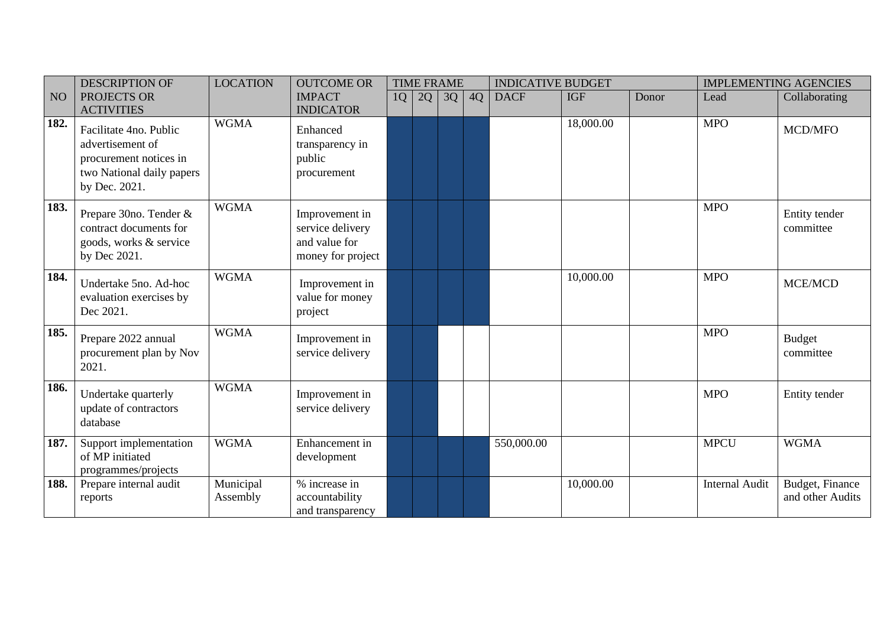| NO | DESCRIPTION OF PROJECTS OR ACTIVITIES | LOCATION | OUTCOME OR IMPACT INDICATOR | TIME FRAME | | | | INDICATIVE BUDGET | | | IMPLEMENTING AGENCIES | |
|---|---|---|---|---|---|---|---|---|---|---|---|---|
| | | | | 1Q | 2Q | 3Q | 4Q | DACF | IGF | Donor | Lead | Collaborating |
| **182.** | Facilitate 4no. Public advertisement of procurement notices in two National daily papers by Dec. 2021. | WGMA | Enhanced transparency in public procurement | | | | | | 18,000.00 | | MPO | MCD/MFO |
| **183.** | Prepare 30no. Tender & contract documents for goods, works & service by Dec 2021. | WGMA | Improvement in service delivery and value for money for project | | | | | | | | MPO | Entity tender committee |
| **184.** | Undertake 5no. Ad-hoc evaluation exercises by Dec 2021. | WGMA | Improvement in value for money project | | | | | | 10,000.00 | | MPO | MCE/MCD |
| **185.** | Prepare 2022 annual procurement plan by Nov 2021. | WGMA | Improvement in service delivery | | | | | | | | MPO | Budget committee |
| **186.** | Undertake quarterly update of contractors database | WGMA | Improvement in service delivery | | | | | | | | MPO | Entity tender |
| **187.** | Support implementation of MP initiated programmes/projects | WGMA | Enhancement in development | | | | | 550,000.00 | | | MPCU | WGMA |
| **188.** | Prepare internal audit reports | Municipal Assembly | % increase in accountability and transparency | | | | | | 10,000.00 | | Internal Audit | Budget, Finance and other Audits |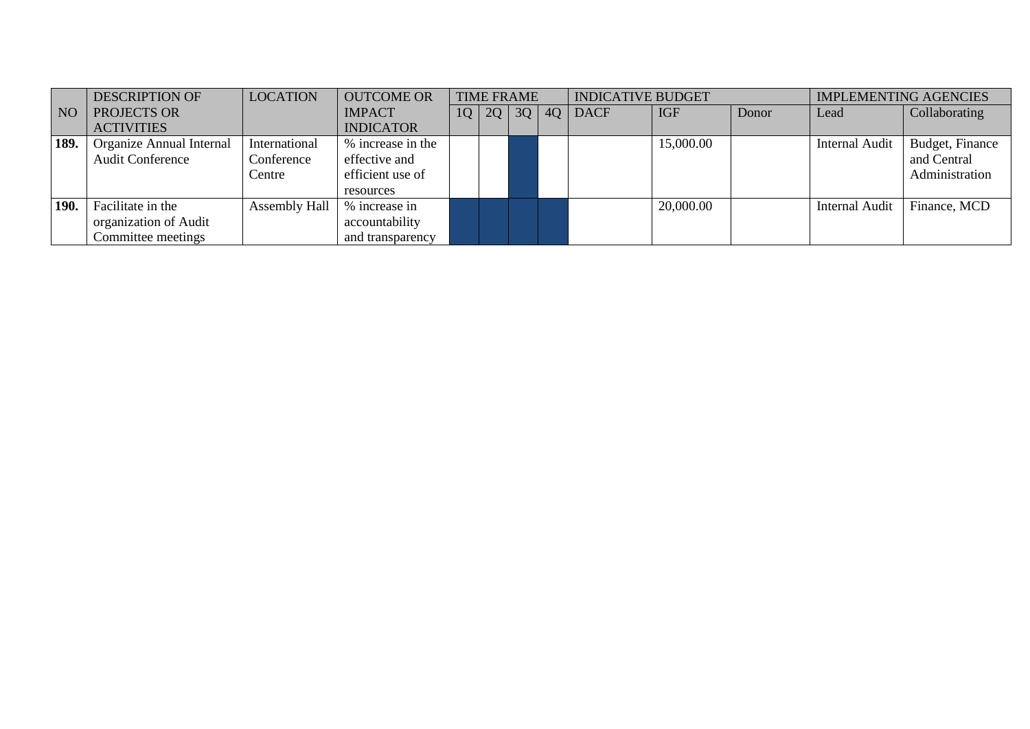| NO | DESCRIPTION OF PROJECTS OR ACTIVITIES | LOCATION | OUTCOME OR IMPACT INDICATOR | TIME FRAME | | | | INDICATIVE BUDGET | | | IMPLEMENTING AGENCIES | |
|---|---|---|---|---|---|---|---|---|---|---|---|---|
| | | | | 1Q | 2Q | 3Q | 4Q | DACF | IGF | Donor | Lead | Collaborating |
| **189.** | Organize Annual Internal Audit Conference | International Conference Centre | % increase in the effective and efficient use of resources | | | ■ | | | 15,000.00 | | Internal Audit | Budget, Finance and Central Administration |
| **190.** | Facilitate in the organization of Audit Committee meetings | Assembly Hall | % increase in accountability and transparency | ■ | ■ | ■ | ■ | | 20,000.00 | | Internal Audit | Finance, MCD |